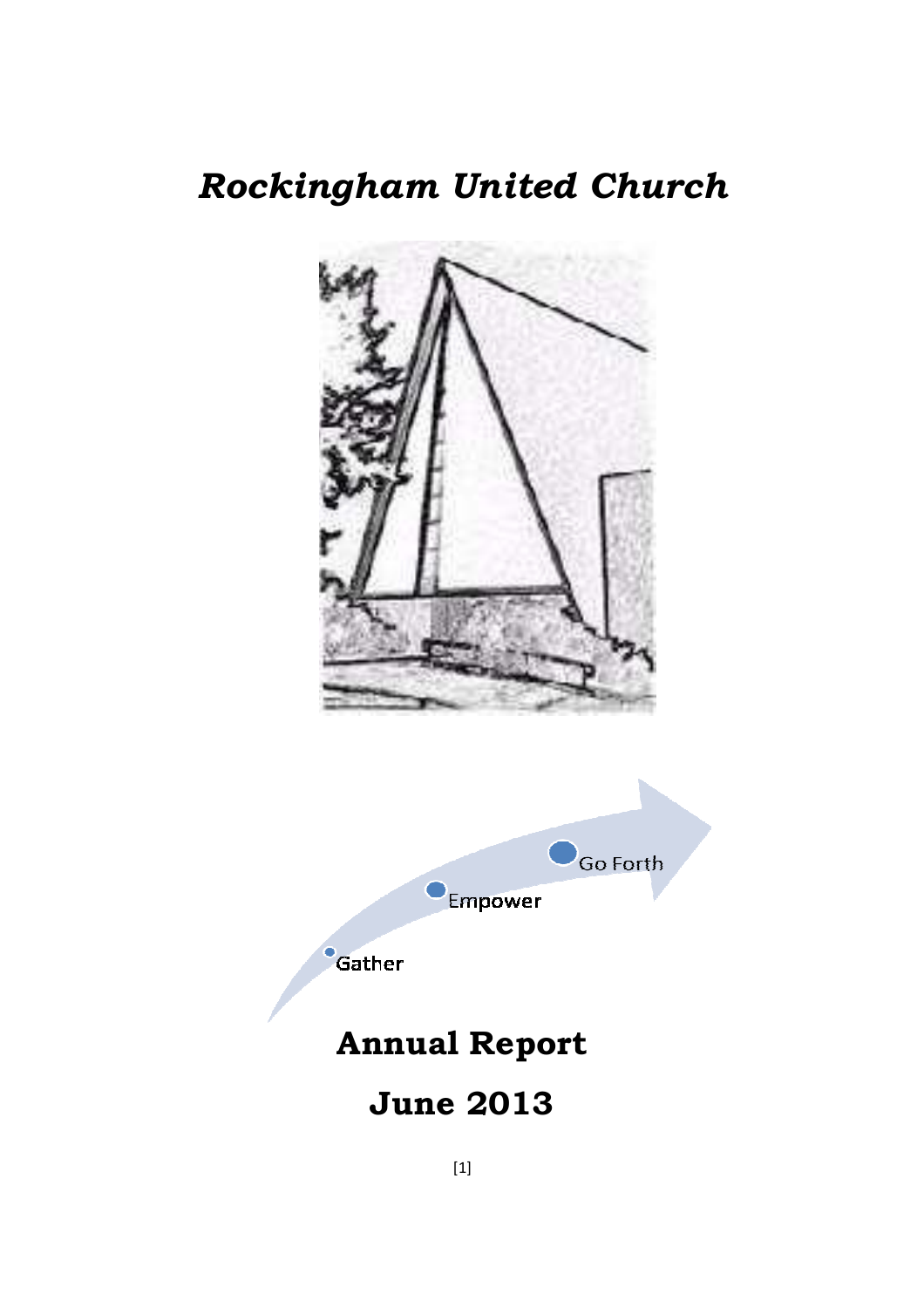# *Rockingham United Church*

Gather

Empower

Go Forth

# Annual Report

# June 2013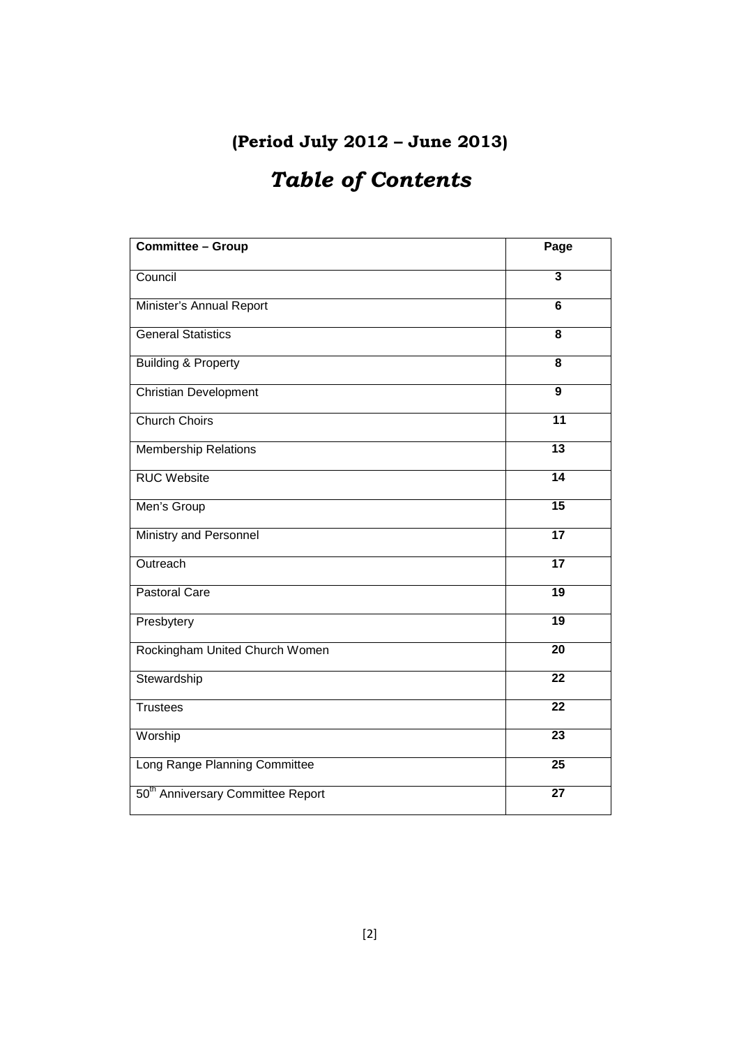## (Period July 2012 – June 2013)

# *Table of Contents*

| Committee – Group | Page |
|---|---|
| Council | 3 |
| Minister's Annual Report | 6 |
| General Statistics | 8 |
| Building & Property | 8 |
| Christian Development | 9 |
| Church Choirs | 11 |
| Membership Relations | 13 |
| RUC Website | 14 |
| Men's Group | 15 |
| Ministry and Personnel | 17 |
| Outreach | 17 |
| Pastoral Care | 19 |
| Presbytery | 19 |
| Rockingham United Church Women | 20 |
| Stewardship | 22 |
| Trustees | 22 |
| Worship | 23 |
| Long Range Planning Committee | 25 |
| 50th Anniversary Committee Report | 27 |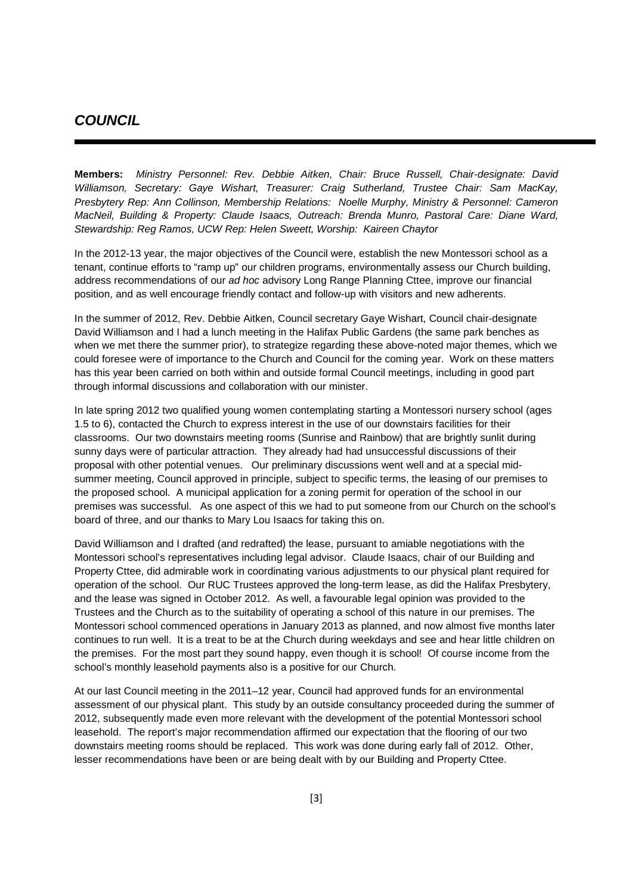## *COUNCIL*

**Members:** *Ministry Personnel: Rev. Debbie Aitken, Chair: Bruce Russell, Chair-designate: David Williamson, Secretary: Gaye Wishart, Treasurer: Craig Sutherland, Trustee Chair: Sam MacKay, Presbytery Rep: Ann Collinson, Membership Relations: Noelle Murphy, Ministry & Personnel: Cameron MacNeil, Building & Property: Claude Isaacs, Outreach: Brenda Munro, Pastoral Care: Diane Ward, Stewardship: Reg Ramos, UCW Rep: Helen Sweett, Worship: Kaireen Chaytor*

In the 2012-13 year, the major objectives of the Council were, establish the new Montessori school as a tenant, continue efforts to "ramp up" our children programs, environmentally assess our Church building, address recommendations of our *ad hoc* advisory Long Range Planning Cttee, improve our financial position, and as well encourage friendly contact and follow-up with visitors and new adherents.

In the summer of 2012, Rev. Debbie Aitken, Council secretary Gaye Wishart, Council chair-designate David Williamson and I had a lunch meeting in the Halifax Public Gardens (the same park benches as when we met there the summer prior), to strategize regarding these above-noted major themes, which we could foresee were of importance to the Church and Council for the coming year. Work on these matters has this year been carried on both within and outside formal Council meetings, including in good part through informal discussions and collaboration with our minister.

In late spring 2012 two qualified young women contemplating starting a Montessori nursery school (ages 1.5 to 6), contacted the Church to express interest in the use of our downstairs facilities for their classrooms. Our two downstairs meeting rooms (Sunrise and Rainbow) that are brightly sunlit during sunny days were of particular attraction. They already had had unsuccessful discussions of their proposal with other potential venues. Our preliminary discussions went well and at a special mid-summer meeting, Council approved in principle, subject to specific terms, the leasing of our premises to the proposed school. A municipal application for a zoning permit for operation of the school in our premises was successful. As one aspect of this we had to put someone from our Church on the school's board of three, and our thanks to Mary Lou Isaacs for taking this on.

David Williamson and I drafted (and redrafted) the lease, pursuant to amiable negotiations with the Montessori school's representatives including legal advisor. Claude Isaacs, chair of our Building and Property Cttee, did admirable work in coordinating various adjustments to our physical plant required for operation of the school. Our RUC Trustees approved the long-term lease, as did the Halifax Presbytery, and the lease was signed in October 2012. As well, a favourable legal opinion was provided to the Trustees and the Church as to the suitability of operating a school of this nature in our premises. The Montessori school commenced operations in January 2013 as planned, and now almost five months later continues to run well. It is a treat to be at the Church during weekdays and see and hear little children on the premises. For the most part they sound happy, even though it is school! Of course income from the school's monthly leasehold payments also is a positive for our Church.

At our last Council meeting in the 2011–12 year, Council had approved funds for an environmental assessment of our physical plant. This study by an outside consultancy proceeded during the summer of 2012, subsequently made even more relevant with the development of the potential Montessori school leasehold. The report's major recommendation affirmed our expectation that the flooring of our two downstairs meeting rooms should be replaced. This work was done during early fall of 2012. Other, lesser recommendations have been or are being dealt with by our Building and Property Cttee.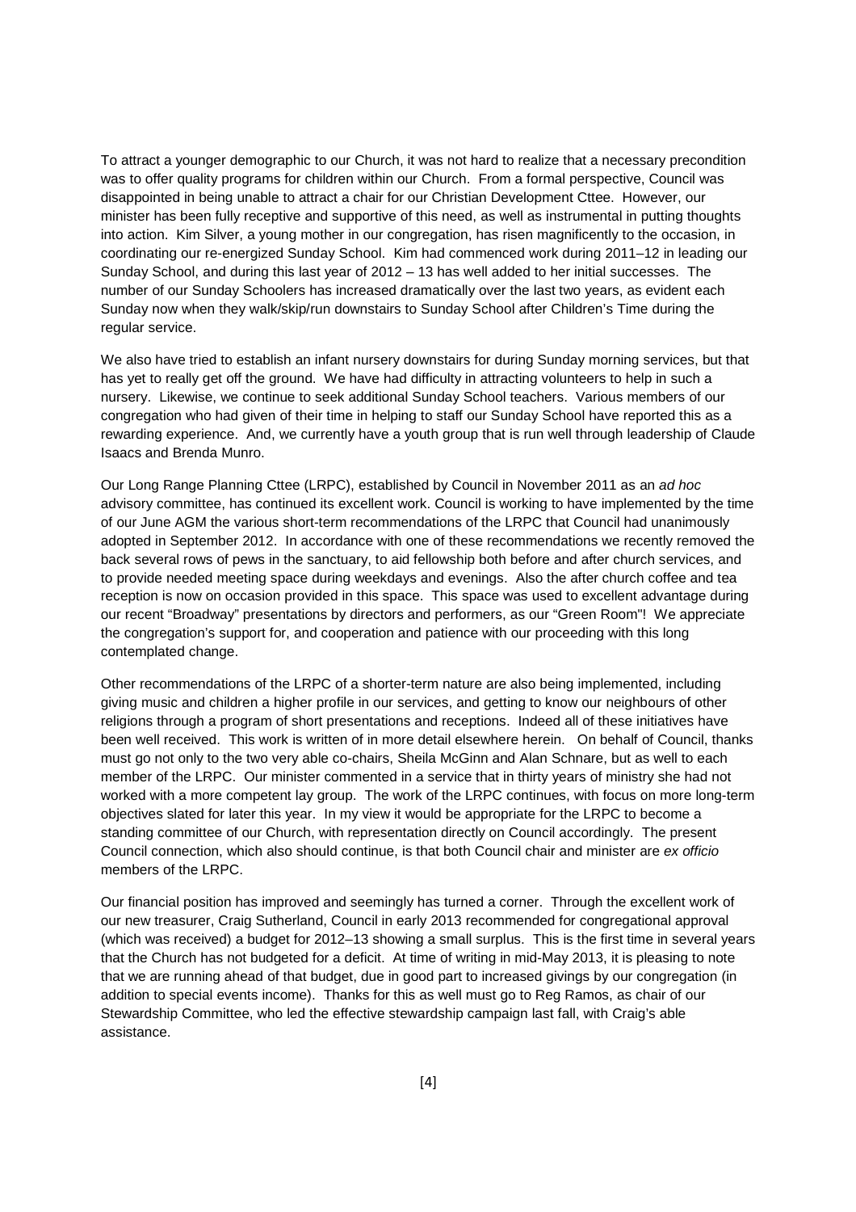To attract a younger demographic to our Church, it was not hard to realize that a necessary precondition was to offer quality programs for children within our Church. From a formal perspective, Council was disappointed in being unable to attract a chair for our Christian Development Cttee. However, our minister has been fully receptive and supportive of this need, as well as instrumental in putting thoughts into action. Kim Silver, a young mother in our congregation, has risen magnificently to the occasion, in coordinating our re-energized Sunday School. Kim had commenced work during 2011–12 in leading our Sunday School, and during this last year of 2012 – 13 has well added to her initial successes. The number of our Sunday Schoolers has increased dramatically over the last two years, as evident each Sunday now when they walk/skip/run downstairs to Sunday School after Children's Time during the regular service.

We also have tried to establish an infant nursery downstairs for during Sunday morning services, but that has yet to really get off the ground. We have had difficulty in attracting volunteers to help in such a nursery. Likewise, we continue to seek additional Sunday School teachers. Various members of our congregation who had given of their time in helping to staff our Sunday School have reported this as a rewarding experience. And, we currently have a youth group that is run well through leadership of Claude Isaacs and Brenda Munro.

Our Long Range Planning Cttee (LRPC), established by Council in November 2011 as an *ad hoc* advisory committee, has continued its excellent work. Council is working to have implemented by the time of our June AGM the various short-term recommendations of the LRPC that Council had unanimously adopted in September 2012. In accordance with one of these recommendations we recently removed the back several rows of pews in the sanctuary, to aid fellowship both before and after church services, and to provide needed meeting space during weekdays and evenings. Also the after church coffee and tea reception is now on occasion provided in this space. This space was used to excellent advantage during our recent "Broadway" presentations by directors and performers, as our "Green Room"! We appreciate the congregation's support for, and cooperation and patience with our proceeding with this long contemplated change.

Other recommendations of the LRPC of a shorter-term nature are also being implemented, including giving music and children a higher profile in our services, and getting to know our neighbours of other religions through a program of short presentations and receptions. Indeed all of these initiatives have been well received. This work is written of in more detail elsewhere herein. On behalf of Council, thanks must go not only to the two very able co-chairs, Sheila McGinn and Alan Schnare, but as well to each member of the LRPC. Our minister commented in a service that in thirty years of ministry she had not worked with a more competent lay group. The work of the LRPC continues, with focus on more long-term objectives slated for later this year. In my view it would be appropriate for the LRPC to become a standing committee of our Church, with representation directly on Council accordingly. The present Council connection, which also should continue, is that both Council chair and minister are *ex officio* members of the LRPC.

Our financial position has improved and seemingly has turned a corner. Through the excellent work of our new treasurer, Craig Sutherland, Council in early 2013 recommended for congregational approval (which was received) a budget for 2012–13 showing a small surplus. This is the first time in several years that the Church has not budgeted for a deficit. At time of writing in mid-May 2013, it is pleasing to note that we are running ahead of that budget, due in good part to increased givings by our congregation (in addition to special events income). Thanks for this as well must go to Reg Ramos, as chair of our Stewardship Committee, who led the effective stewardship campaign last fall, with Craig's able assistance.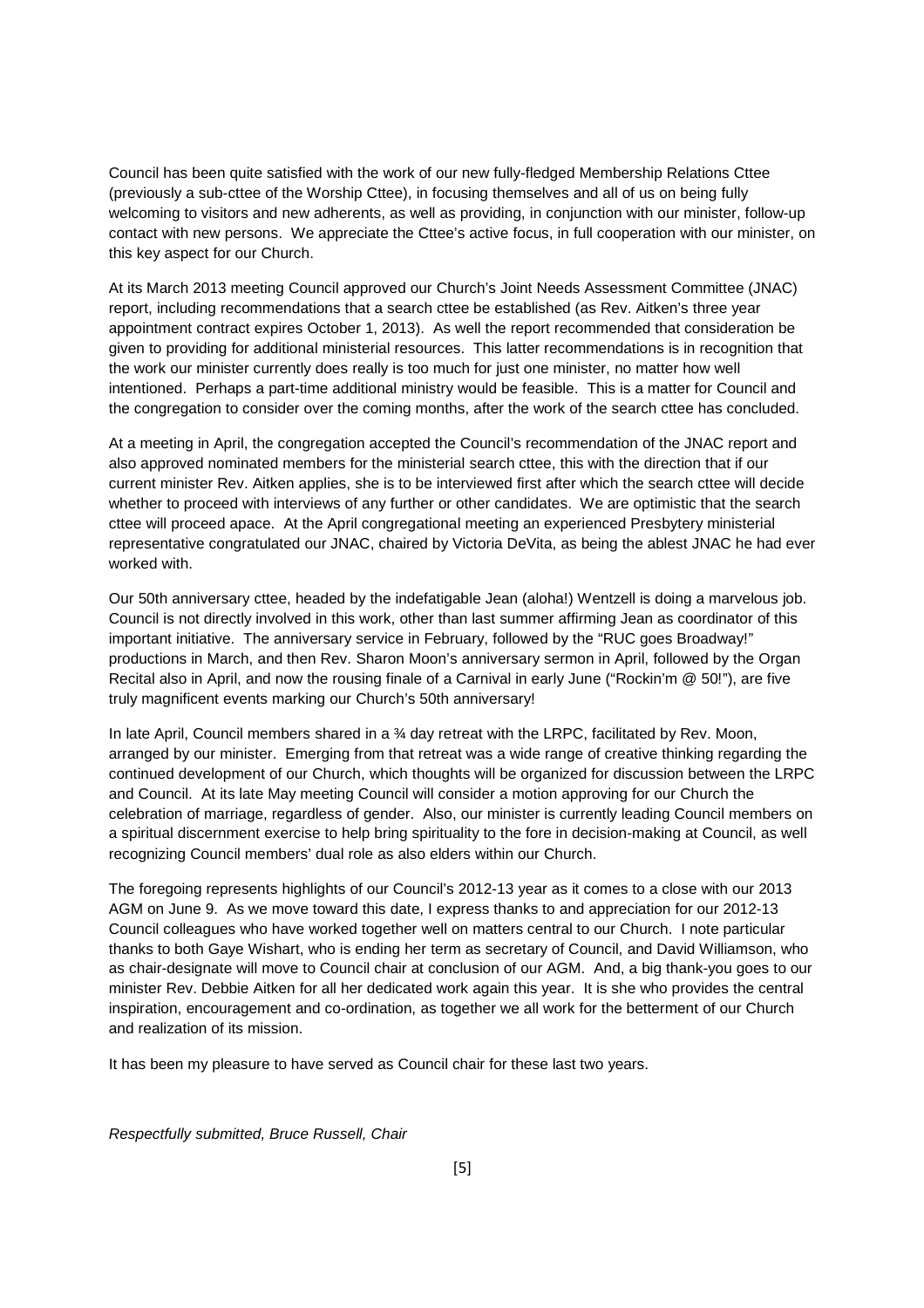Council has been quite satisfied with the work of our new fully-fledged Membership Relations Cttee (previously a sub-cttee of the Worship Cttee), in focusing themselves and all of us on being fully welcoming to visitors and new adherents, as well as providing, in conjunction with our minister, follow-up contact with new persons. We appreciate the Cttee's active focus, in full cooperation with our minister, on this key aspect for our Church.

At its March 2013 meeting Council approved our Church's Joint Needs Assessment Committee (JNAC) report, including recommendations that a search cttee be established (as Rev. Aitken's three year appointment contract expires October 1, 2013). As well the report recommended that consideration be given to providing for additional ministerial resources. This latter recommendations is in recognition that the work our minister currently does really is too much for just one minister, no matter how well intentioned. Perhaps a part-time additional ministry would be feasible. This is a matter for Council and the congregation to consider over the coming months, after the work of the search cttee has concluded.

At a meeting in April, the congregation accepted the Council's recommendation of the JNAC report and also approved nominated members for the ministerial search cttee, this with the direction that if our current minister Rev. Aitken applies, she is to be interviewed first after which the search cttee will decide whether to proceed with interviews of any further or other candidates. We are optimistic that the search cttee will proceed apace. At the April congregational meeting an experienced Presbytery ministerial representative congratulated our JNAC, chaired by Victoria DeVita, as being the ablest JNAC he had ever worked with.

Our 50th anniversary cttee, headed by the indefatigable Jean (aloha!) Wentzell is doing a marvelous job. Council is not directly involved in this work, other than last summer affirming Jean as coordinator of this important initiative. The anniversary service in February, followed by the "RUC goes Broadway!" productions in March, and then Rev. Sharon Moon's anniversary sermon in April, followed by the Organ Recital also in April, and now the rousing finale of a Carnival in early June ("Rockin'm @ 50!"), are five truly magnificent events marking our Church's 50th anniversary!

In late April, Council members shared in a ¾ day retreat with the LRPC, facilitated by Rev. Moon, arranged by our minister. Emerging from that retreat was a wide range of creative thinking regarding the continued development of our Church, which thoughts will be organized for discussion between the LRPC and Council. At its late May meeting Council will consider a motion approving for our Church the celebration of marriage, regardless of gender. Also, our minister is currently leading Council members on a spiritual discernment exercise to help bring spirituality to the fore in decision-making at Council, as well recognizing Council members' dual role as also elders within our Church.

The foregoing represents highlights of our Council's 2012-13 year as it comes to a close with our 2013 AGM on June 9. As we move toward this date, I express thanks to and appreciation for our 2012-13 Council colleagues who have worked together well on matters central to our Church. I note particular thanks to both Gaye Wishart, who is ending her term as secretary of Council, and David Williamson, who as chair-designate will move to Council chair at conclusion of our AGM. And, a big thank-you goes to our minister Rev. Debbie Aitken for all her dedicated work again this year. It is she who provides the central inspiration, encouragement and co-ordination, as together we all work for the betterment of our Church and realization of its mission.

It has been my pleasure to have served as Council chair for these last two years.

*Respectfully submitted, Bruce Russell, Chair*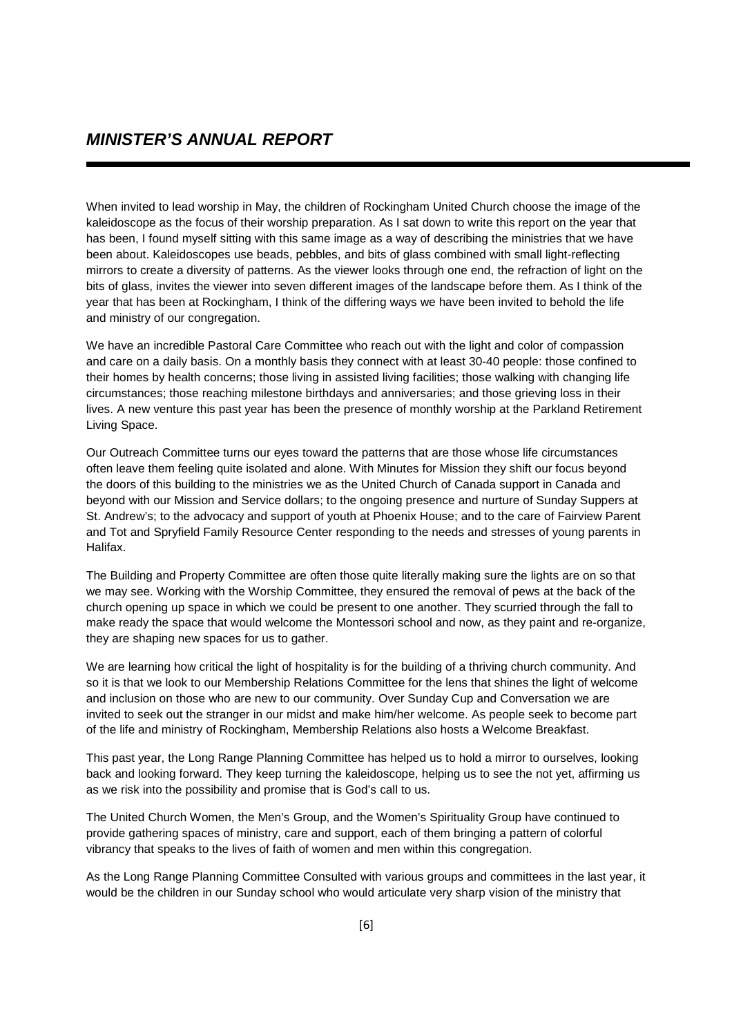## *MINISTER'S ANNUAL REPORT*

When invited to lead worship in May, the children of Rockingham United Church choose the image of the kaleidoscope as the focus of their worship preparation. As I sat down to write this report on the year that has been, I found myself sitting with this same image as a way of describing the ministries that we have been about. Kaleidoscopes use beads, pebbles, and bits of glass combined with small light-reflecting mirrors to create a diversity of patterns. As the viewer looks through one end, the refraction of light on the bits of glass, invites the viewer into seven different images of the landscape before them. As I think of the year that has been at Rockingham, I think of the differing ways we have been invited to behold the life and ministry of our congregation.

We have an incredible Pastoral Care Committee who reach out with the light and color of compassion and care on a daily basis. On a monthly basis they connect with at least 30-40 people: those confined to their homes by health concerns; those living in assisted living facilities; those walking with changing life circumstances; those reaching milestone birthdays and anniversaries; and those grieving loss in their lives. A new venture this past year has been the presence of monthly worship at the Parkland Retirement Living Space.

Our Outreach Committee turns our eyes toward the patterns that are those whose life circumstances often leave them feeling quite isolated and alone. With Minutes for Mission they shift our focus beyond the doors of this building to the ministries we as the United Church of Canada support in Canada and beyond with our Mission and Service dollars; to the ongoing presence and nurture of Sunday Suppers at St. Andrew's; to the advocacy and support of youth at Phoenix House; and to the care of Fairview Parent and Tot and Spryfield Family Resource Center responding to the needs and stresses of young parents in Halifax.

The Building and Property Committee are often those quite literally making sure the lights are on so that we may see. Working with the Worship Committee, they ensured the removal of pews at the back of the church opening up space in which we could be present to one another. They scurried through the fall to make ready the space that would welcome the Montessori school and now, as they paint and re-organize, they are shaping new spaces for us to gather.

We are learning how critical the light of hospitality is for the building of a thriving church community. And so it is that we look to our Membership Relations Committee for the lens that shines the light of welcome and inclusion on those who are new to our community. Over Sunday Cup and Conversation we are invited to seek out the stranger in our midst and make him/her welcome. As people seek to become part of the life and ministry of Rockingham, Membership Relations also hosts a Welcome Breakfast.

This past year, the Long Range Planning Committee has helped us to hold a mirror to ourselves, looking back and looking forward. They keep turning the kaleidoscope, helping us to see the not yet, affirming us as we risk into the possibility and promise that is God's call to us.

The United Church Women, the Men's Group, and the Women's Spirituality Group have continued to provide gathering spaces of ministry, care and support, each of them bringing a pattern of colorful vibrancy that speaks to the lives of faith of women and men within this congregation.

As the Long Range Planning Committee Consulted with various groups and committees in the last year, it would be the children in our Sunday school who would articulate very sharp vision of the ministry that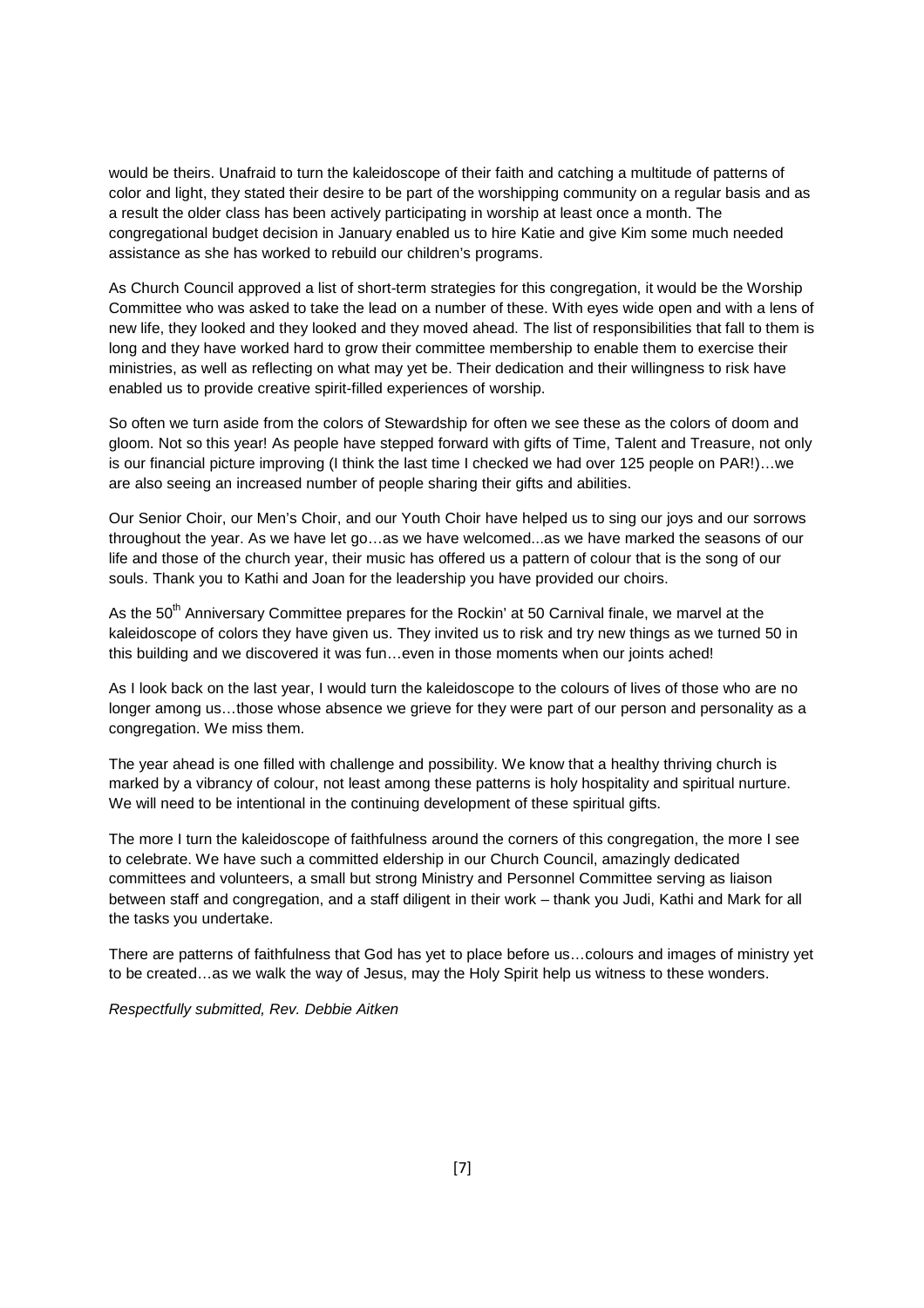would be theirs. Unafraid to turn the kaleidoscope of their faith and catching a multitude of patterns of color and light, they stated their desire to be part of the worshipping community on a regular basis and as a result the older class has been actively participating in worship at least once a month. The congregational budget decision in January enabled us to hire Katie and give Kim some much needed assistance as she has worked to rebuild our children's programs.

As Church Council approved a list of short-term strategies for this congregation, it would be the Worship Committee who was asked to take the lead on a number of these. With eyes wide open and with a lens of new life, they looked and they looked and they moved ahead. The list of responsibilities that fall to them is long and they have worked hard to grow their committee membership to enable them to exercise their ministries, as well as reflecting on what may yet be. Their dedication and their willingness to risk have enabled us to provide creative spirit-filled experiences of worship.

So often we turn aside from the colors of Stewardship for often we see these as the colors of doom and gloom. Not so this year! As people have stepped forward with gifts of Time, Talent and Treasure, not only is our financial picture improving (I think the last time I checked we had over 125 people on PAR!)…we are also seeing an increased number of people sharing their gifts and abilities.

Our Senior Choir, our Men's Choir, and our Youth Choir have helped us to sing our joys and our sorrows throughout the year. As we have let go…as we have welcomed...as we have marked the seasons of our life and those of the church year, their music has offered us a pattern of colour that is the song of our souls. Thank you to Kathi and Joan for the leadership you have provided our choirs.

As the 50th Anniversary Committee prepares for the Rockin' at 50 Carnival finale, we marvel at the kaleidoscope of colors they have given us. They invited us to risk and try new things as we turned 50 in this building and we discovered it was fun…even in those moments when our joints ached!

As I look back on the last year, I would turn the kaleidoscope to the colours of lives of those who are no longer among us…those whose absence we grieve for they were part of our person and personality as a congregation. We miss them.

The year ahead is one filled with challenge and possibility. We know that a healthy thriving church is marked by a vibrancy of colour, not least among these patterns is holy hospitality and spiritual nurture. We will need to be intentional in the continuing development of these spiritual gifts.

The more I turn the kaleidoscope of faithfulness around the corners of this congregation, the more I see to celebrate. We have such a committed eldership in our Church Council, amazingly dedicated committees and volunteers, a small but strong Ministry and Personnel Committee serving as liaison between staff and congregation, and a staff diligent in their work – thank you Judi, Kathi and Mark for all the tasks you undertake.

There are patterns of faithfulness that God has yet to place before us…colours and images of ministry yet to be created…as we walk the way of Jesus, may the Holy Spirit help us witness to these wonders.

*Respectfully submitted, Rev. Debbie Aitken*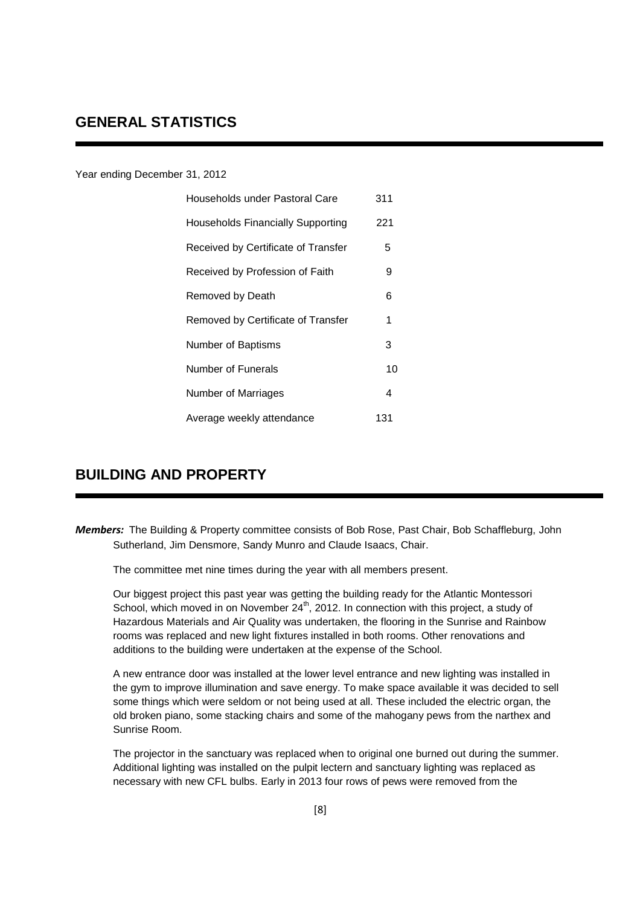## GENERAL STATISTICS

Year ending December 31, 2012

| | |
|---|---|
| Households under Pastoral Care | 311 |
| Households Financially Supporting | 221 |
| Received by Certificate of Transfer | 5 |
| Received by Profession of Faith | 9 |
| Removed by Death | 6 |
| Removed by Certificate of Transfer | 1 |
| Number of Baptisms | 3 |
| Number of Funerals | 10 |
| Number of Marriages | 4 |
| Average weekly attendance | 131 |

## BUILDING AND PROPERTY

***Members:*** The Building & Property committee consists of Bob Rose, Past Chair, Bob Schaffleburg, John Sutherland, Jim Densmore, Sandy Munro and Claude Isaacs, Chair.

The committee met nine times during the year with all members present.

Our biggest project this past year was getting the building ready for the Atlantic Montessori School, which moved in on November 24th, 2012. In connection with this project, a study of Hazardous Materials and Air Quality was undertaken, the flooring in the Sunrise and Rainbow rooms was replaced and new light fixtures installed in both rooms. Other renovations and additions to the building were undertaken at the expense of the School.

A new entrance door was installed at the lower level entrance and new lighting was installed in the gym to improve illumination and save energy. To make space available it was decided to sell some things which were seldom or not being used at all. These included the electric organ, the old broken piano, some stacking chairs and some of the mahogany pews from the narthex and Sunrise Room.

The projector in the sanctuary was replaced when to original one burned out during the summer. Additional lighting was installed on the pulpit lectern and sanctuary lighting was replaced as necessary with new CFL bulbs. Early in 2013 four rows of pews were removed from the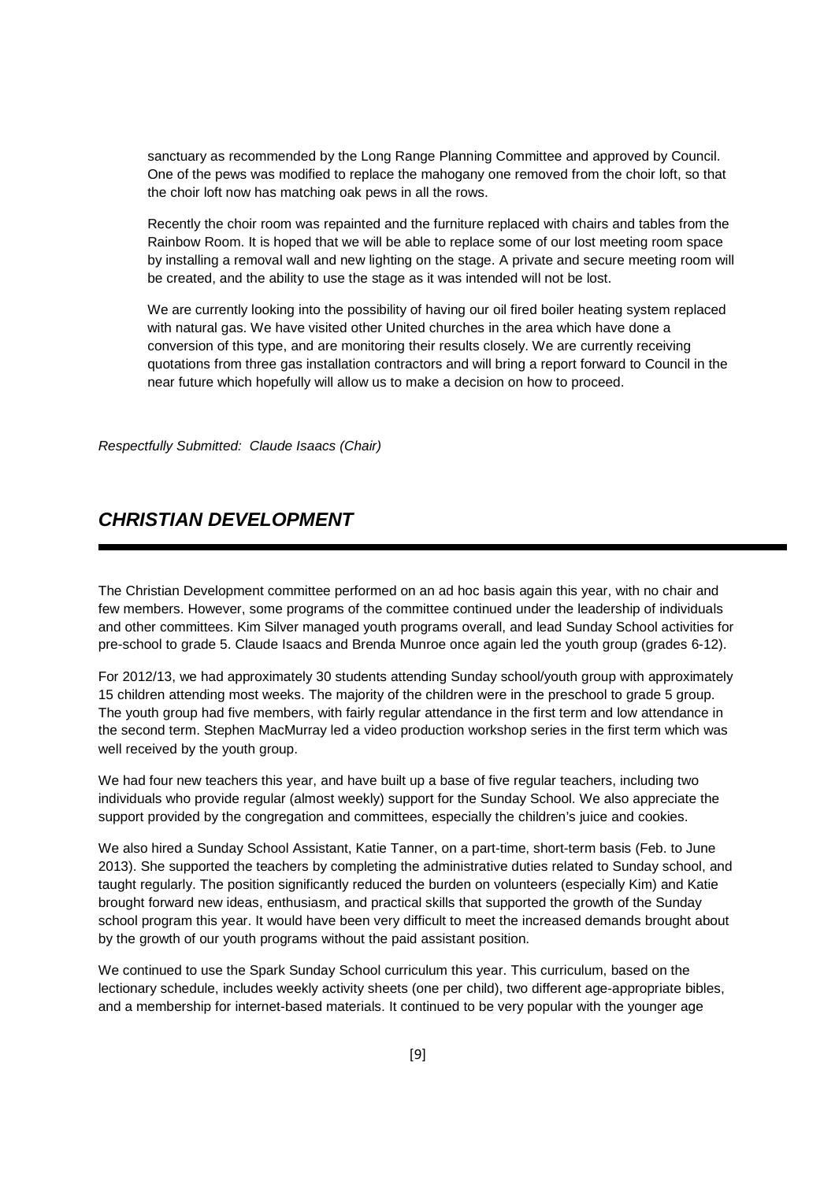sanctuary as recommended by the Long Range Planning Committee and approved by Council. One of the pews was modified to replace the mahogany one removed from the choir loft, so that the choir loft now has matching oak pews in all the rows.

Recently the choir room was repainted and the furniture replaced with chairs and tables from the Rainbow Room. It is hoped that we will be able to replace some of our lost meeting room space by installing a removal wall and new lighting on the stage. A private and secure meeting room will be created, and the ability to use the stage as it was intended will not be lost.

We are currently looking into the possibility of having our oil fired boiler heating system replaced with natural gas. We have visited other United churches in the area which have done a conversion of this type, and are monitoring their results closely. We are currently receiving quotations from three gas installation contractors and will bring a report forward to Council in the near future which hopefully will allow us to make a decision on how to proceed.

*Respectfully Submitted: Claude Isaacs (Chair)*

## *CHRISTIAN DEVELOPMENT*

The Christian Development committee performed on an ad hoc basis again this year, with no chair and few members. However, some programs of the committee continued under the leadership of individuals and other committees. Kim Silver managed youth programs overall, and lead Sunday School activities for pre-school to grade 5. Claude Isaacs and Brenda Munroe once again led the youth group (grades 6-12).

For 2012/13, we had approximately 30 students attending Sunday school/youth group with approximately 15 children attending most weeks. The majority of the children were in the preschool to grade 5 group. The youth group had five members, with fairly regular attendance in the first term and low attendance in the second term. Stephen MacMurray led a video production workshop series in the first term which was well received by the youth group.

We had four new teachers this year, and have built up a base of five regular teachers, including two individuals who provide regular (almost weekly) support for the Sunday School. We also appreciate the support provided by the congregation and committees, especially the children's juice and cookies.

We also hired a Sunday School Assistant, Katie Tanner, on a part-time, short-term basis (Feb. to June 2013). She supported the teachers by completing the administrative duties related to Sunday school, and taught regularly. The position significantly reduced the burden on volunteers (especially Kim) and Katie brought forward new ideas, enthusiasm, and practical skills that supported the growth of the Sunday school program this year. It would have been very difficult to meet the increased demands brought about by the growth of our youth programs without the paid assistant position.

We continued to use the Spark Sunday School curriculum this year. This curriculum, based on the lectionary schedule, includes weekly activity sheets (one per child), two different age-appropriate bibles, and a membership for internet-based materials. It continued to be very popular with the younger age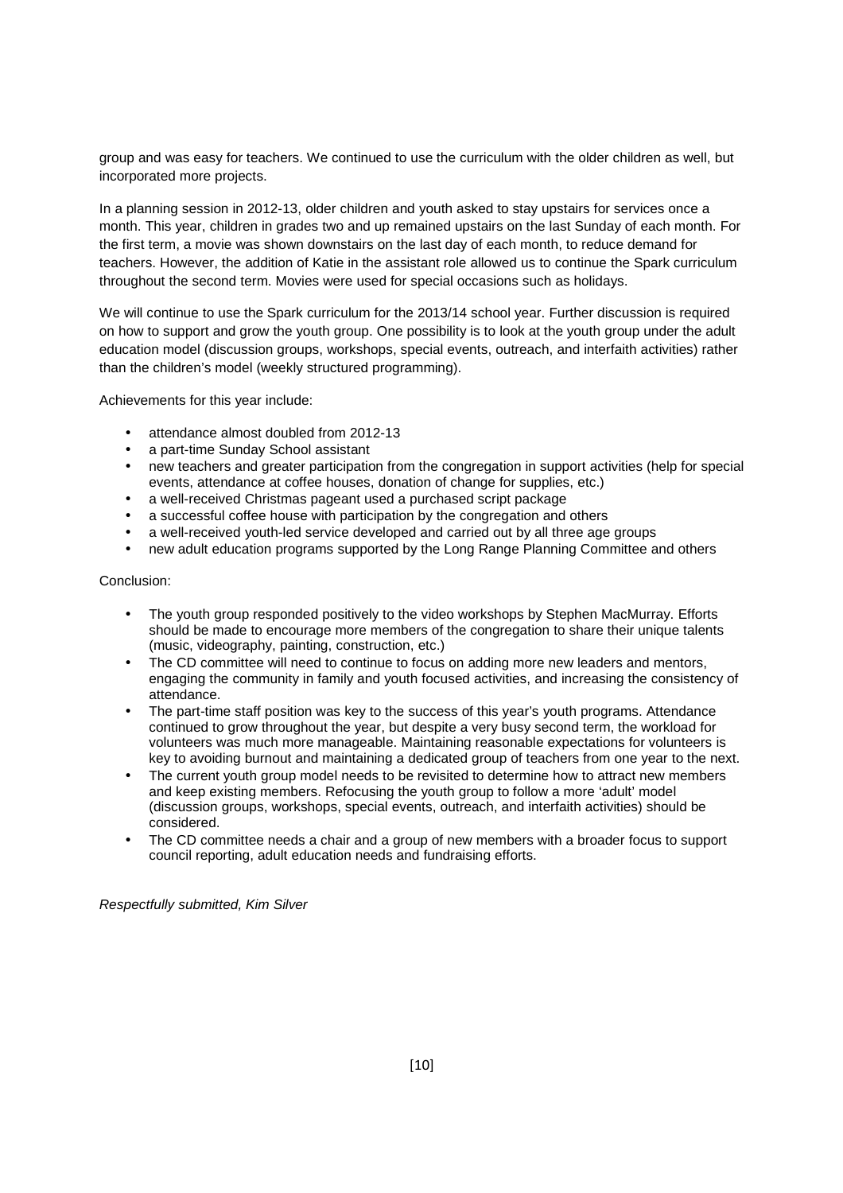group and was easy for teachers. We continued to use the curriculum with the older children as well, but incorporated more projects.

In a planning session in 2012-13, older children and youth asked to stay upstairs for services once a month. This year, children in grades two and up remained upstairs on the last Sunday of each month. For the first term, a movie was shown downstairs on the last day of each month, to reduce demand for teachers. However, the addition of Katie in the assistant role allowed us to continue the Spark curriculum throughout the second term. Movies were used for special occasions such as holidays.

We will continue to use the Spark curriculum for the 2013/14 school year. Further discussion is required on how to support and grow the youth group. One possibility is to look at the youth group under the adult education model (discussion groups, workshops, special events, outreach, and interfaith activities) rather than the children's model (weekly structured programming).

Achievements for this year include:

- attendance almost doubled from 2012-13
- a part-time Sunday School assistant
- new teachers and greater participation from the congregation in support activities (help for special events, attendance at coffee houses, donation of change for supplies, etc.)
- a well-received Christmas pageant used a purchased script package
- a successful coffee house with participation by the congregation and others
- a well-received youth-led service developed and carried out by all three age groups
- new adult education programs supported by the Long Range Planning Committee and others

Conclusion:

- The youth group responded positively to the video workshops by Stephen MacMurray. Efforts should be made to encourage more members of the congregation to share their unique talents (music, videography, painting, construction, etc.)
- The CD committee will need to continue to focus on adding more new leaders and mentors, engaging the community in family and youth focused activities, and increasing the consistency of attendance.
- The part-time staff position was key to the success of this year's youth programs. Attendance continued to grow throughout the year, but despite a very busy second term, the workload for volunteers was much more manageable. Maintaining reasonable expectations for volunteers is key to avoiding burnout and maintaining a dedicated group of teachers from one year to the next.
- The current youth group model needs to be revisited to determine how to attract new members and keep existing members. Refocusing the youth group to follow a more 'adult' model (discussion groups, workshops, special events, outreach, and interfaith activities) should be considered.
- The CD committee needs a chair and a group of new members with a broader focus to support council reporting, adult education needs and fundraising efforts.

*Respectfully submitted, Kim Silver*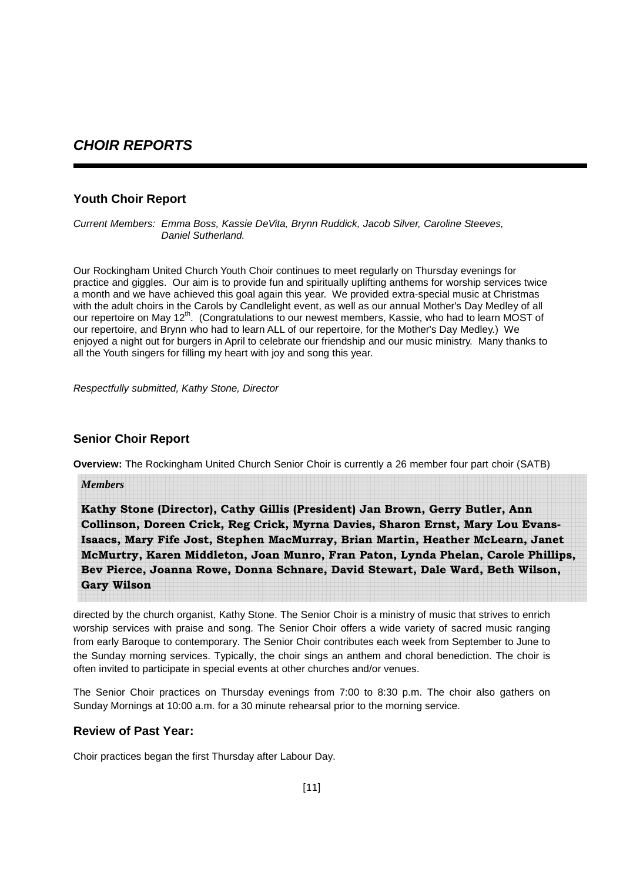## *CHOIR REPORTS*

### Youth Choir Report

*Current Members: Emma Boss, Kassie DeVita, Brynn Ruddick, Jacob Silver, Caroline Steeves, Daniel Sutherland.*

Our Rockingham United Church Youth Choir continues to meet regularly on Thursday evenings for practice and giggles. Our aim is to provide fun and spiritually uplifting anthems for worship services twice a month and we have achieved this goal again this year. We provided extra-special music at Christmas with the adult choirs in the Carols by Candlelight event, as well as our annual Mother's Day Medley of all our repertoire on May 12th. (Congratulations to our newest members, Kassie, who had to learn MOST of our repertoire, and Brynn who had to learn ALL of our repertoire, for the Mother's Day Medley.) We enjoyed a night out for burgers in April to celebrate our friendship and our music ministry. Many thanks to all the Youth singers for filling my heart with joy and song this year.

*Respectfully submitted, Kathy Stone, Director*

### Senior Choir Report

**Overview:** The Rockingham United Church Senior Choir is currently a 26 member four part choir (SATB)

*Members*

**Kathy Stone (Director), Cathy Gillis (President) Jan Brown, Gerry Butler, Ann Collinson, Doreen Crick, Reg Crick, Myrna Davies, Sharon Ernst, Mary Lou Evans-Isaacs, Mary Fife Jost, Stephen MacMurray, Brian Martin, Heather McLearn, Janet McMurtry, Karen Middleton, Joan Munro, Fran Paton, Lynda Phelan, Carole Phillips, Bev Pierce, Joanna Rowe, Donna Schnare, David Stewart, Dale Ward, Beth Wilson, Gary Wilson**

directed by the church organist, Kathy Stone. The Senior Choir is a ministry of music that strives to enrich worship services with praise and song. The Senior Choir offers a wide variety of sacred music ranging from early Baroque to contemporary. The Senior Choir contributes each week from September to June to the Sunday morning services. Typically, the choir sings an anthem and choral benediction. The choir is often invited to participate in special events at other churches and/or venues.

The Senior Choir practices on Thursday evenings from 7:00 to 8:30 p.m. The choir also gathers on Sunday Mornings at 10:00 a.m. for a 30 minute rehearsal prior to the morning service.

### Review of Past Year:

Choir practices began the first Thursday after Labour Day.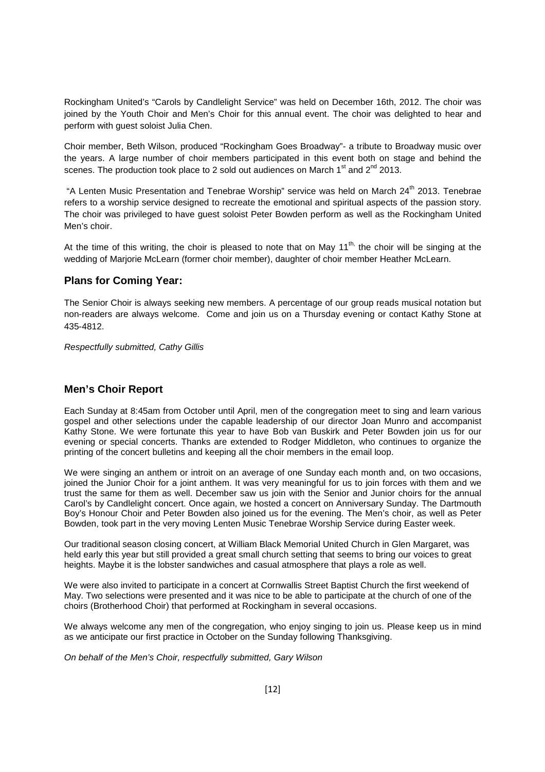Rockingham United's "Carols by Candlelight Service" was held on December 16th, 2012. The choir was joined by the Youth Choir and Men's Choir for this annual event. The choir was delighted to hear and perform with guest soloist Julia Chen.

Choir member, Beth Wilson, produced "Rockingham Goes Broadway"- a tribute to Broadway music over the years. A large number of choir members participated in this event both on stage and behind the scenes. The production took place to 2 sold out audiences on March 1st and 2nd 2013.

"A Lenten Music Presentation and Tenebrae Worship" service was held on March 24th 2013. Tenebrae refers to a worship service designed to recreate the emotional and spiritual aspects of the passion story. The choir was privileged to have guest soloist Peter Bowden perform as well as the Rockingham United Men's choir.

At the time of this writing, the choir is pleased to note that on May 11th, the choir will be singing at the wedding of Marjorie McLearn (former choir member), daughter of choir member Heather McLearn.

### Plans for Coming Year:

The Senior Choir is always seeking new members. A percentage of our group reads musical notation but non-readers are always welcome. Come and join us on a Thursday evening or contact Kathy Stone at 435-4812.

*Respectfully submitted, Cathy Gillis*

## Men's Choir Report

Each Sunday at 8:45am from October until April, men of the congregation meet to sing and learn various gospel and other selections under the capable leadership of our director Joan Munro and accompanist Kathy Stone. We were fortunate this year to have Bob van Buskirk and Peter Bowden join us for our evening or special concerts. Thanks are extended to Rodger Middleton, who continues to organize the printing of the concert bulletins and keeping all the choir members in the email loop.

We were singing an anthem or introit on an average of one Sunday each month and, on two occasions, joined the Junior Choir for a joint anthem. It was very meaningful for us to join forces with them and we trust the same for them as well. December saw us join with the Senior and Junior choirs for the annual Carol's by Candlelight concert. Once again, we hosted a concert on Anniversary Sunday. The Dartmouth Boy's Honour Choir and Peter Bowden also joined us for the evening. The Men's choir, as well as Peter Bowden, took part in the very moving Lenten Music Tenebrae Worship Service during Easter week.

Our traditional season closing concert, at William Black Memorial United Church in Glen Margaret, was held early this year but still provided a great small church setting that seems to bring our voices to great heights. Maybe it is the lobster sandwiches and casual atmosphere that plays a role as well.

We were also invited to participate in a concert at Cornwallis Street Baptist Church the first weekend of May. Two selections were presented and it was nice to be able to participate at the church of one of the choirs (Brotherhood Choir) that performed at Rockingham in several occasions.

We always welcome any men of the congregation, who enjoy singing to join us. Please keep us in mind as we anticipate our first practice in October on the Sunday following Thanksgiving.

*On behalf of the Men's Choir, respectfully submitted, Gary Wilson*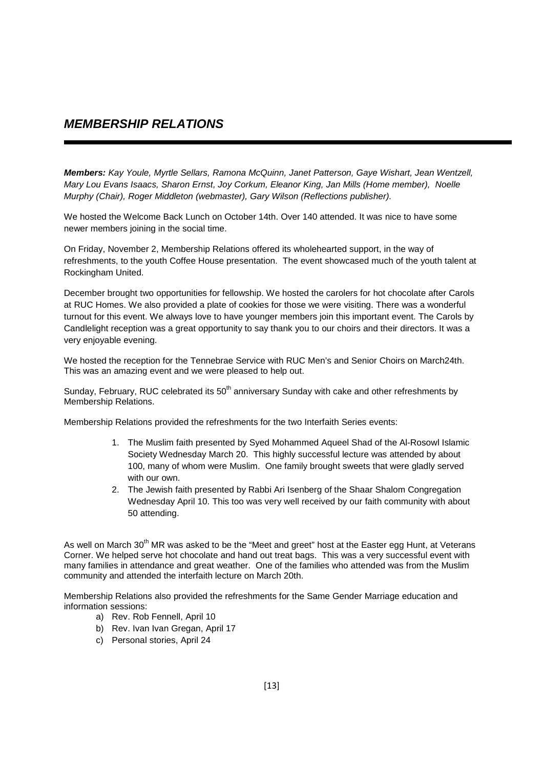## *MEMBERSHIP RELATIONS*

***Members:*** *Kay Youle, Myrtle Sellars, Ramona McQuinn, Janet Patterson, Gaye Wishart, Jean Wentzell, Mary Lou Evans Isaacs, Sharon Ernst, Joy Corkum, Eleanor King, Jan Mills (Home member), Noelle Murphy (Chair), Roger Middleton (webmaster), Gary Wilson (Reflections publisher).*

We hosted the Welcome Back Lunch on October 14th. Over 140 attended. It was nice to have some newer members joining in the social time.

On Friday, November 2, Membership Relations offered its wholehearted support, in the way of refreshments, to the youth Coffee House presentation. The event showcased much of the youth talent at Rockingham United.

December brought two opportunities for fellowship. We hosted the carolers for hot chocolate after Carols at RUC Homes. We also provided a plate of cookies for those we were visiting. There was a wonderful turnout for this event. We always love to have younger members join this important event. The Carols by Candlelight reception was a great opportunity to say thank you to our choirs and their directors. It was a very enjoyable evening.

We hosted the reception for the Tennebrae Service with RUC Men's and Senior Choirs on March24th. This was an amazing event and we were pleased to help out.

Sunday, February, RUC celebrated its 50th anniversary Sunday with cake and other refreshments by Membership Relations.

Membership Relations provided the refreshments for the two Interfaith Series events:

1. The Muslim faith presented by Syed Mohammed Aqueel Shad of the Al-Rosowl Islamic Society Wednesday March 20. This highly successful lecture was attended by about 100, many of whom were Muslim. One family brought sweets that were gladly served with our own.
2. The Jewish faith presented by Rabbi Ari Isenberg of the Shaar Shalom Congregation Wednesday April 10. This too was very well received by our faith community with about 50 attending.

As well on March 30th MR was asked to be the "Meet and greet" host at the Easter egg Hunt, at Veterans Corner. We helped serve hot chocolate and hand out treat bags. This was a very successful event with many families in attendance and great weather. One of the families who attended was from the Muslim community and attended the interfaith lecture on March 20th.

Membership Relations also provided the refreshments for the Same Gender Marriage education and information sessions:

a) Rev. Rob Fennell, April 10
b) Rev. Ivan Ivan Gregan, April 17
c) Personal stories, April 24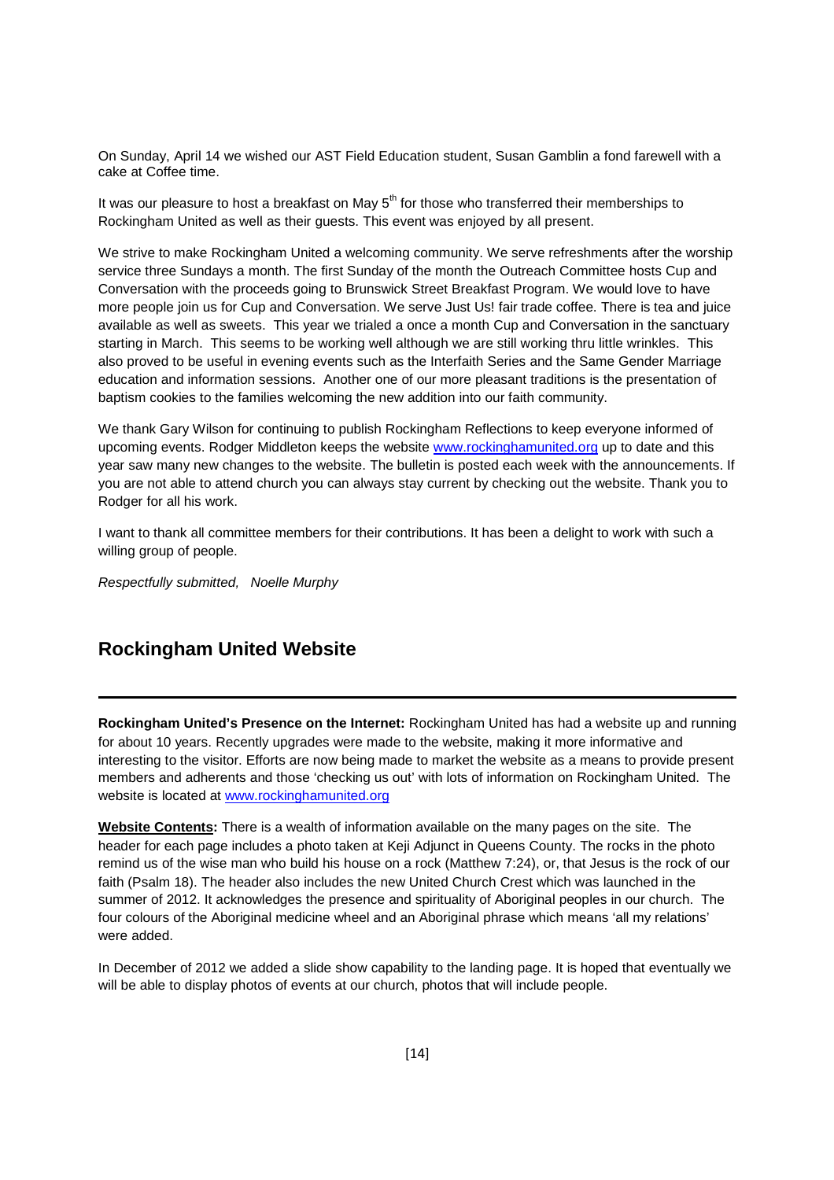On Sunday, April 14 we wished our AST Field Education student, Susan Gamblin a fond farewell with a cake at Coffee time.

It was our pleasure to host a breakfast on May 5th for those who transferred their memberships to Rockingham United as well as their guests. This event was enjoyed by all present.

We strive to make Rockingham United a welcoming community. We serve refreshments after the worship service three Sundays a month. The first Sunday of the month the Outreach Committee hosts Cup and Conversation with the proceeds going to Brunswick Street Breakfast Program. We would love to have more people join us for Cup and Conversation. We serve Just Us! fair trade coffee. There is tea and juice available as well as sweets. This year we trialed a once a month Cup and Conversation in the sanctuary starting in March. This seems to be working well although we are still working thru little wrinkles. This also proved to be useful in evening events such as the Interfaith Series and the Same Gender Marriage education and information sessions. Another one of our more pleasant traditions is the presentation of baptism cookies to the families welcoming the new addition into our faith community.

We thank Gary Wilson for continuing to publish Rockingham Reflections to keep everyone informed of upcoming events. Rodger Middleton keeps the website www.rockinghamunited.org up to date and this year saw many new changes to the website. The bulletin is posted each week with the announcements. If you are not able to attend church you can always stay current by checking out the website. Thank you to Rodger for all his work.

I want to thank all committee members for their contributions. It has been a delight to work with such a willing group of people.

*Respectfully submitted, Noelle Murphy*

## Rockingham United Website

---

**Rockingham United's Presence on the Internet:** Rockingham United has had a website up and running for about 10 years. Recently upgrades were made to the website, making it more informative and interesting to the visitor. Efforts are now being made to market the website as a means to provide present members and adherents and those 'checking us out' with lots of information on Rockingham United. The website is located at www.rockinghamunited.org

**Website Contents:** There is a wealth of information available on the many pages on the site. The header for each page includes a photo taken at Keji Adjunct in Queens County. The rocks in the photo remind us of the wise man who build his house on a rock (Matthew 7:24), or, that Jesus is the rock of our faith (Psalm 18). The header also includes the new United Church Crest which was launched in the summer of 2012. It acknowledges the presence and spirituality of Aboriginal peoples in our church. The four colours of the Aboriginal medicine wheel and an Aboriginal phrase which means 'all my relations' were added.

In December of 2012 we added a slide show capability to the landing page. It is hoped that eventually we will be able to display photos of events at our church, photos that will include people.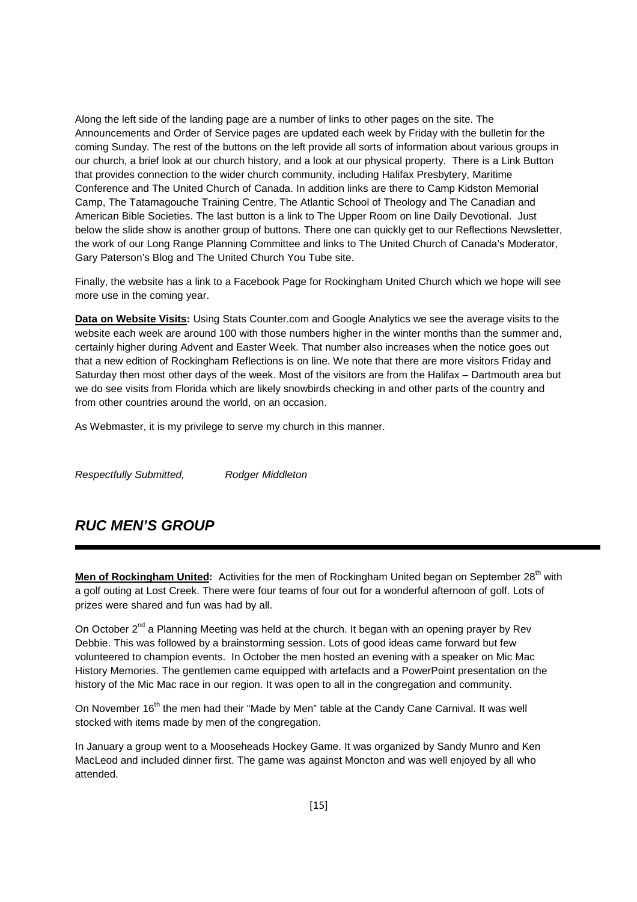Along the left side of the landing page are a number of links to other pages on the site. The Announcements and Order of Service pages are updated each week by Friday with the bulletin for the coming Sunday. The rest of the buttons on the left provide all sorts of information about various groups in our church, a brief look at our church history, and a look at our physical property. There is a Link Button that provides connection to the wider church community, including Halifax Presbytery, Maritime Conference and The United Church of Canada. In addition links are there to Camp Kidston Memorial Camp, The Tatamagouche Training Centre, The Atlantic School of Theology and The Canadian and American Bible Societies. The last button is a link to The Upper Room on line Daily Devotional. Just below the slide show is another group of buttons. There one can quickly get to our Reflections Newsletter, the work of our Long Range Planning Committee and links to The United Church of Canada's Moderator, Gary Paterson's Blog and The United Church You Tube site.

Finally, the website has a link to a Facebook Page for Rockingham United Church which we hope will see more use in the coming year.

**Data on Website Visits:** Using Stats Counter.com and Google Analytics we see the average visits to the website each week are around 100 with those numbers higher in the winter months than the summer and, certainly higher during Advent and Easter Week. That number also increases when the notice goes out that a new edition of Rockingham Reflections is on line. We note that there are more visitors Friday and Saturday then most other days of the week. Most of the visitors are from the Halifax – Dartmouth area but we do see visits from Florida which are likely snowbirds checking in and other parts of the country and from other countries around the world, on an occasion.

As Webmaster, it is my privilege to serve my church in this manner.

*Respectfully Submitted, Rodger Middleton*

## *RUC MEN'S GROUP*

**Men of Rockingham United:** Activities for the men of Rockingham United began on September 28th with a golf outing at Lost Creek. There were four teams of four out for a wonderful afternoon of golf. Lots of prizes were shared and fun was had by all.

On October 2nd a Planning Meeting was held at the church. It began with an opening prayer by Rev Debbie. This was followed by a brainstorming session. Lots of good ideas came forward but few volunteered to champion events. In October the men hosted an evening with a speaker on Mic Mac History Memories. The gentlemen came equipped with artefacts and a PowerPoint presentation on the history of the Mic Mac race in our region. It was open to all in the congregation and community.

On November 16th the men had their "Made by Men" table at the Candy Cane Carnival. It was well stocked with items made by men of the congregation.

In January a group went to a Mooseheads Hockey Game. It was organized by Sandy Munro and Ken MacLeod and included dinner first. The game was against Moncton and was well enjoyed by all who attended.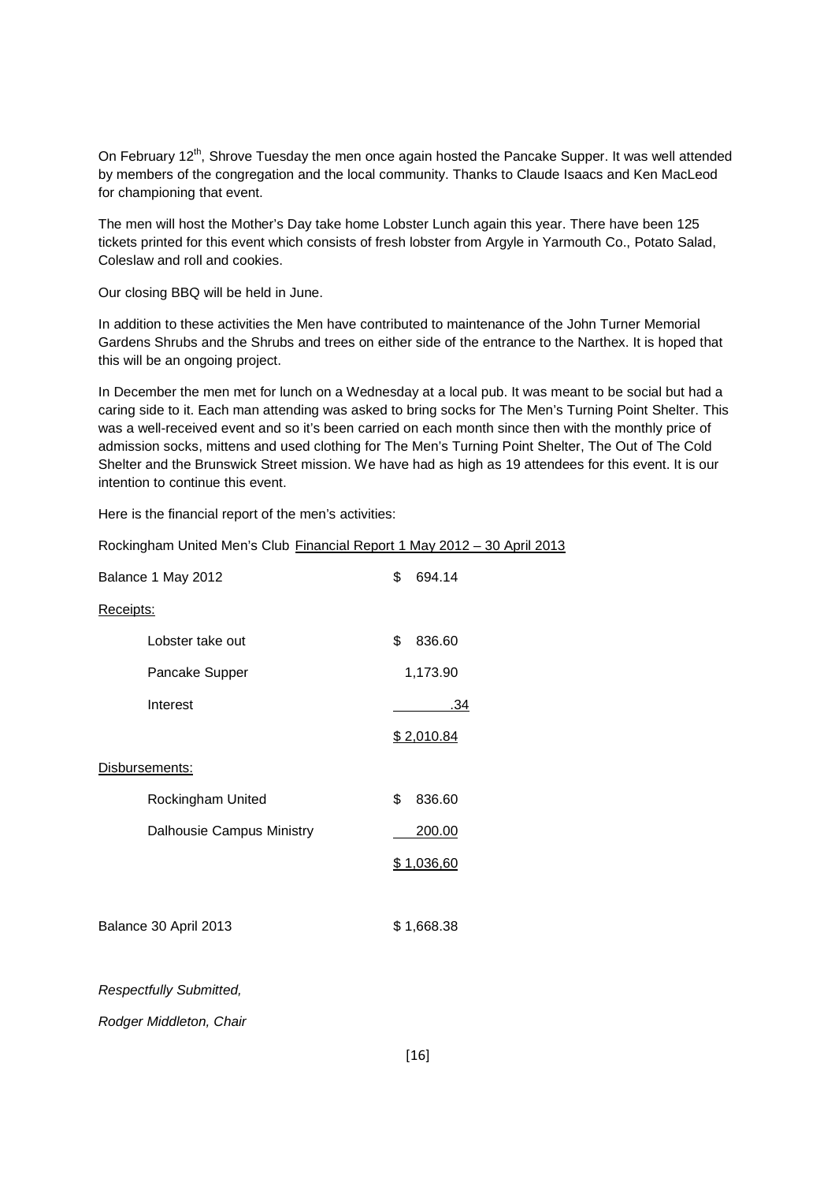On February 12th, Shrove Tuesday the men once again hosted the Pancake Supper. It was well attended by members of the congregation and the local community. Thanks to Claude Isaacs and Ken MacLeod for championing that event.

The men will host the Mother's Day take home Lobster Lunch again this year. There have been 125 tickets printed for this event which consists of fresh lobster from Argyle in Yarmouth Co., Potato Salad, Coleslaw and roll and cookies.

Our closing BBQ will be held in June.

In addition to these activities the Men have contributed to maintenance of the John Turner Memorial Gardens Shrubs and the Shrubs and trees on either side of the entrance to the Narthex. It is hoped that this will be an ongoing project.

In December the men met for lunch on a Wednesday at a local pub. It was meant to be social but had a caring side to it. Each man attending was asked to bring socks for The Men's Turning Point Shelter. This was a well-received event and so it's been carried on each month since then with the monthly price of admission socks, mittens and used clothing for The Men's Turning Point Shelter, The Out of The Cold Shelter and the Brunswick Street mission. We have had as high as 19 attendees for this event. It is our intention to continue this event.

Here is the financial report of the men's activities:

Rockingham United Men's Club Financial Report 1 May 2012 – 30 April 2013

| | |
|---|---|
| Balance 1 May 2012 | $ 694.14 |
| Receipts: | |
| Lobster take out | $ 836.60 |
| Pancake Supper | 1,173.90 |
| Interest | .34 |
| | $ 2,010.84 |
| Disbursements: | |
| Rockingham United | $ 836.60 |
| Dalhousie Campus Ministry | 200.00 |
| | $ 1,036,60 |
| Balance 30 April 2013 | $ 1,668.38 |

*Respectfully Submitted,*

*Rodger Middleton, Chair*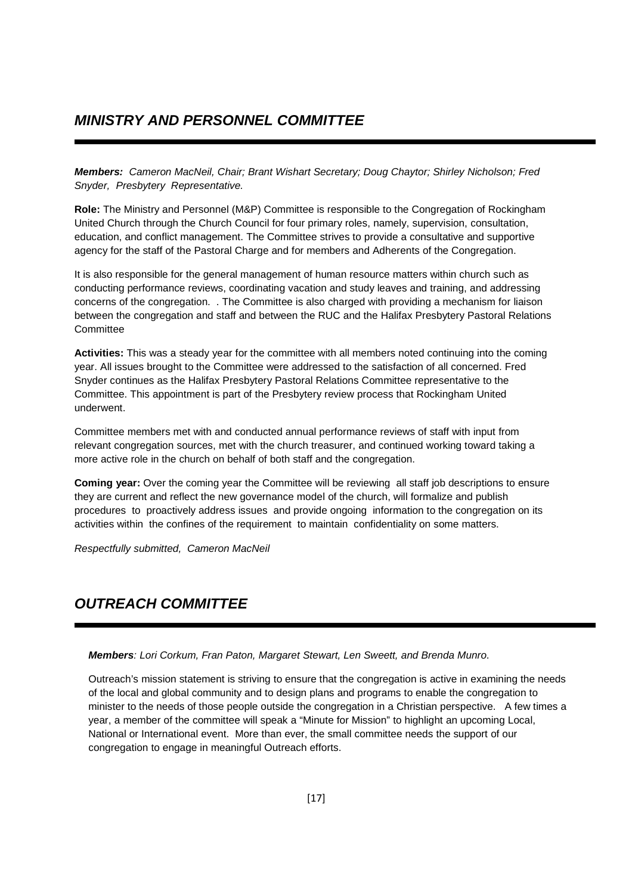## *MINISTRY AND PERSONNEL COMMITTEE*

***Members:*** *Cameron MacNeil, Chair; Brant Wishart Secretary; Doug Chaytor; Shirley Nicholson; Fred Snyder, Presbytery Representative.*

**Role:** The Ministry and Personnel (M&P) Committee is responsible to the Congregation of Rockingham United Church through the Church Council for four primary roles, namely, supervision, consultation, education, and conflict management. The Committee strives to provide a consultative and supportive agency for the staff of the Pastoral Charge and for members and Adherents of the Congregation.

It is also responsible for the general management of human resource matters within church such as conducting performance reviews, coordinating vacation and study leaves and training, and addressing concerns of the congregation. . The Committee is also charged with providing a mechanism for liaison between the congregation and staff and between the RUC and the Halifax Presbytery Pastoral Relations Committee

**Activities:** This was a steady year for the committee with all members noted continuing into the coming year. All issues brought to the Committee were addressed to the satisfaction of all concerned. Fred Snyder continues as the Halifax Presbytery Pastoral Relations Committee representative to the Committee. This appointment is part of the Presbytery review process that Rockingham United underwent.

Committee members met with and conducted annual performance reviews of staff with input from relevant congregation sources, met with the church treasurer, and continued working toward taking a more active role in the church on behalf of both staff and the congregation.

**Coming year:** Over the coming year the Committee will be reviewing all staff job descriptions to ensure they are current and reflect the new governance model of the church, will formalize and publish procedures to proactively address issues and provide ongoing information to the congregation on its activities within the confines of the requirement to maintain confidentiality on some matters.

*Respectfully submitted, Cameron MacNeil*

## *OUTREACH COMMITTEE*

***Members****: Lori Corkum, Fran Paton, Margaret Stewart, Len Sweett, and Brenda Munro.*

Outreach's mission statement is striving to ensure that the congregation is active in examining the needs of the local and global community and to design plans and programs to enable the congregation to minister to the needs of those people outside the congregation in a Christian perspective. A few times a year, a member of the committee will speak a "Minute for Mission" to highlight an upcoming Local, National or International event. More than ever, the small committee needs the support of our congregation to engage in meaningful Outreach efforts.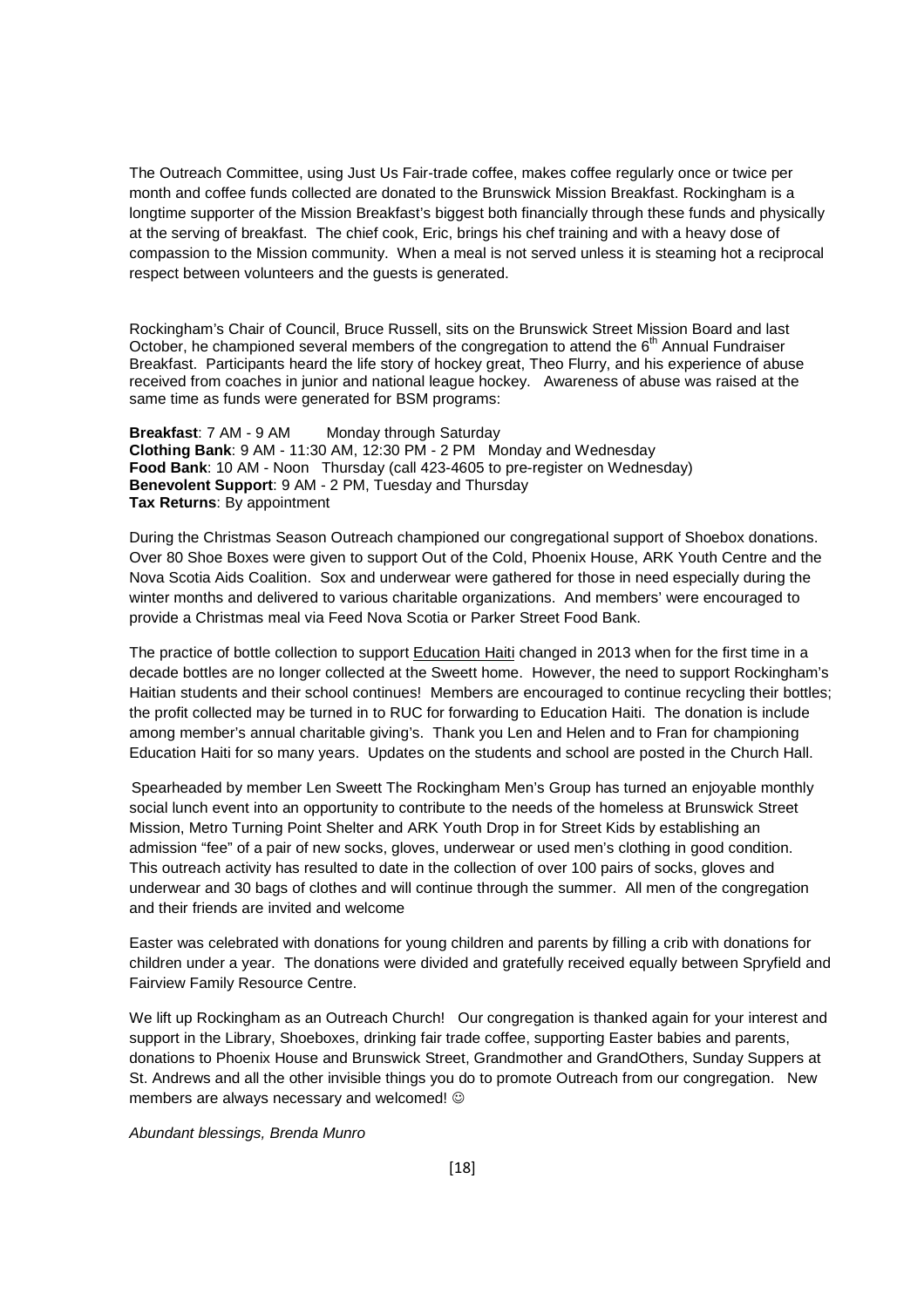The Outreach Committee, using Just Us Fair-trade coffee, makes coffee regularly once or twice per month and coffee funds collected are donated to the Brunswick Mission Breakfast. Rockingham is a longtime supporter of the Mission Breakfast's biggest both financially through these funds and physically at the serving of breakfast. The chief cook, Eric, brings his chef training and with a heavy dose of compassion to the Mission community. When a meal is not served unless it is steaming hot a reciprocal respect between volunteers and the guests is generated.

Rockingham's Chair of Council, Bruce Russell, sits on the Brunswick Street Mission Board and last October, he championed several members of the congregation to attend the 6th Annual Fundraiser Breakfast. Participants heard the life story of hockey great, Theo Flurry, and his experience of abuse received from coaches in junior and national league hockey. Awareness of abuse was raised at the same time as funds were generated for BSM programs:

**Breakfast**: 7 AM - 9 AM Monday through Saturday
**Clothing Bank**: 9 AM - 11:30 AM, 12:30 PM - 2 PM Monday and Wednesday
**Food Bank**: 10 AM - Noon Thursday (call 423-4605 to pre-register on Wednesday)
**Benevolent Support**: 9 AM - 2 PM, Tuesday and Thursday
**Tax Returns**: By appointment

During the Christmas Season Outreach championed our congregational support of Shoebox donations. Over 80 Shoe Boxes were given to support Out of the Cold, Phoenix House, ARK Youth Centre and the Nova Scotia Aids Coalition. Sox and underwear were gathered for those in need especially during the winter months and delivered to various charitable organizations. And members' were encouraged to provide a Christmas meal via Feed Nova Scotia or Parker Street Food Bank.

The practice of bottle collection to support Education Haiti changed in 2013 when for the first time in a decade bottles are no longer collected at the Sweett home. However, the need to support Rockingham's Haitian students and their school continues! Members are encouraged to continue recycling their bottles; the profit collected may be turned in to RUC for forwarding to Education Haiti. The donation is include among member's annual charitable giving's. Thank you Len and Helen and to Fran for championing Education Haiti for so many years. Updates on the students and school are posted in the Church Hall.

Spearheaded by member Len Sweett The Rockingham Men's Group has turned an enjoyable monthly social lunch event into an opportunity to contribute to the needs of the homeless at Brunswick Street Mission, Metro Turning Point Shelter and ARK Youth Drop in for Street Kids by establishing an admission "fee" of a pair of new socks, gloves, underwear or used men's clothing in good condition. This outreach activity has resulted to date in the collection of over 100 pairs of socks, gloves and underwear and 30 bags of clothes and will continue through the summer. All men of the congregation and their friends are invited and welcome

Easter was celebrated with donations for young children and parents by filling a crib with donations for children under a year. The donations were divided and gratefully received equally between Spryfield and Fairview Family Resource Centre.

We lift up Rockingham as an Outreach Church! Our congregation is thanked again for your interest and support in the Library, Shoeboxes, drinking fair trade coffee, supporting Easter babies and parents, donations to Phoenix House and Brunswick Street, Grandmother and GrandOthers, Sunday Suppers at St. Andrews and all the other invisible things you do to promote Outreach from our congregation. New members are always necessary and welcomed! ☺

*Abundant blessings, Brenda Munro*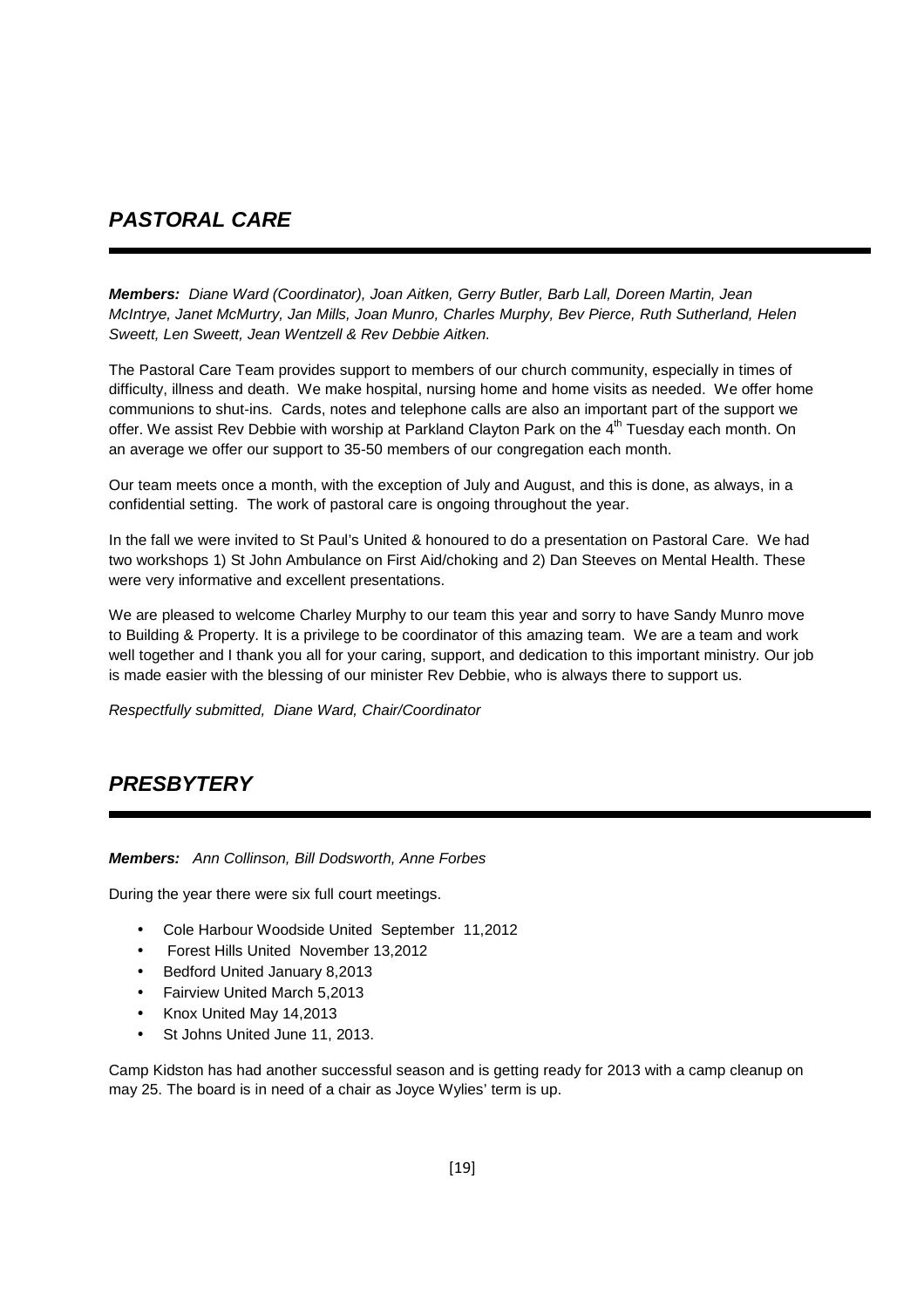## ***PASTORAL CARE***

***Members:*** *Diane Ward (Coordinator), Joan Aitken, Gerry Butler, Barb Lall, Doreen Martin, Jean McIntrye, Janet McMurtry, Jan Mills, Joan Munro, Charles Murphy, Bev Pierce, Ruth Sutherland, Helen Sweett, Len Sweett, Jean Wentzell & Rev Debbie Aitken.*

The Pastoral Care Team provides support to members of our church community, especially in times of difficulty, illness and death. We make hospital, nursing home and home visits as needed. We offer home communions to shut-ins. Cards, notes and telephone calls are also an important part of the support we offer. We assist Rev Debbie with worship at Parkland Clayton Park on the 4th Tuesday each month. On an average we offer our support to 35-50 members of our congregation each month.

Our team meets once a month, with the exception of July and August, and this is done, as always, in a confidential setting. The work of pastoral care is ongoing throughout the year.

In the fall we were invited to St Paul's United & honoured to do a presentation on Pastoral Care. We had two workshops 1) St John Ambulance on First Aid/choking and 2) Dan Steeves on Mental Health. These were very informative and excellent presentations.

We are pleased to welcome Charley Murphy to our team this year and sorry to have Sandy Munro move to Building & Property. It is a privilege to be coordinator of this amazing team. We are a team and work well together and I thank you all for your caring, support, and dedication to this important ministry. Our job is made easier with the blessing of our minister Rev Debbie, who is always there to support us.

*Respectfully submitted, Diane Ward, Chair/Coordinator*

## ***PRESBYTERY***

***Members:*** *Ann Collinson, Bill Dodsworth, Anne Forbes*

During the year there were six full court meetings.

- Cole Harbour Woodside United September 11,2012
- Forest Hills United November 13,2012
- Bedford United January 8,2013
- Fairview United March 5,2013
- Knox United May 14,2013
- St Johns United June 11, 2013.

Camp Kidston has had another successful season and is getting ready for 2013 with a camp cleanup on may 25. The board is in need of a chair as Joyce Wylies' term is up.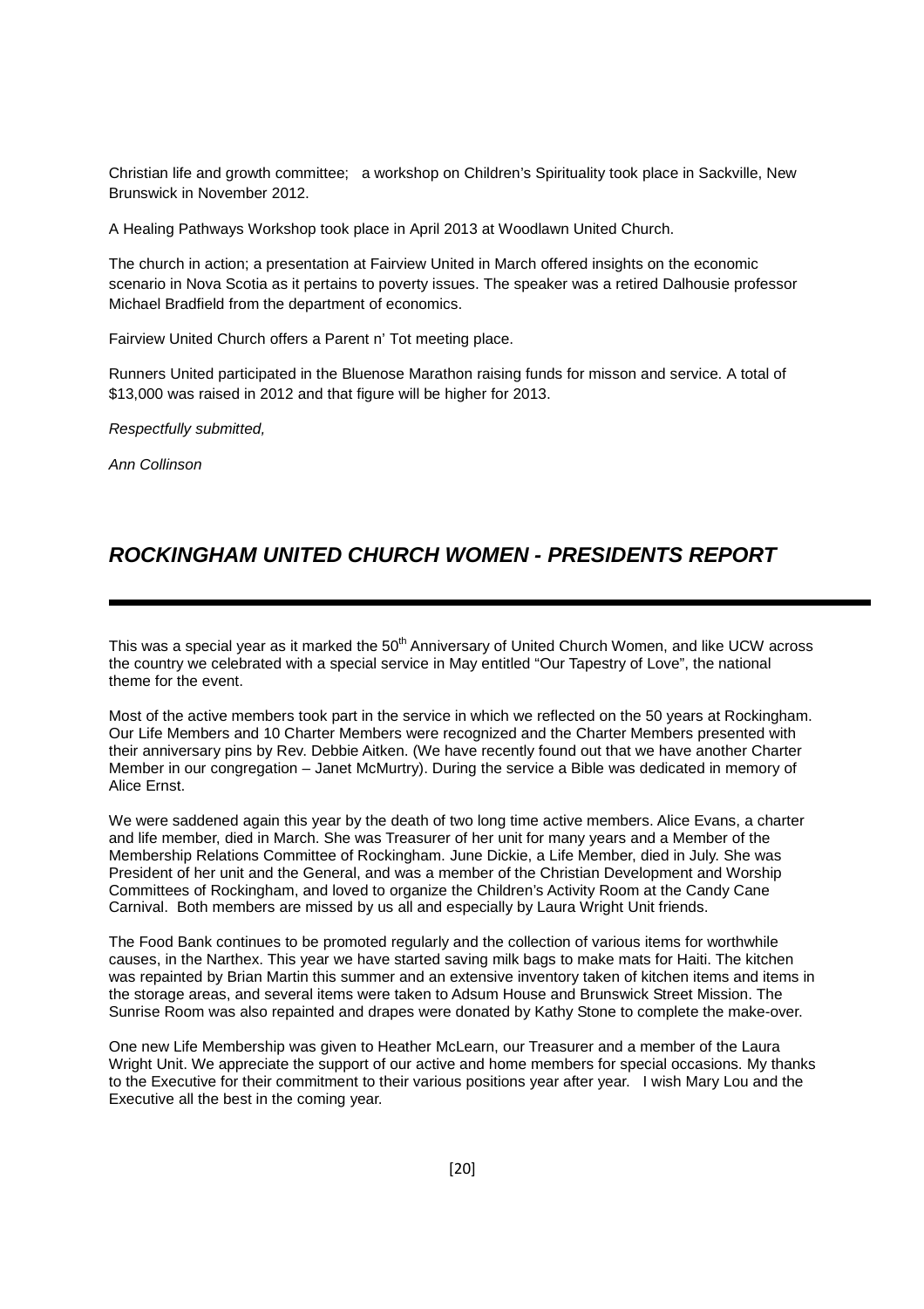Christian life and growth committee;   a workshop on Children's Spirituality took place in Sackville, New Brunswick in November 2012.

A Healing Pathways Workshop took place in April 2013 at Woodlawn United Church.

The church in action; a presentation at Fairview United in March offered insights on the economic scenario in Nova Scotia as it pertains to poverty issues. The speaker was a retired Dalhousie professor Michael Bradfield from the department of economics.

Fairview United Church offers a Parent n' Tot meeting place.

Runners United participated in the Bluenose Marathon raising funds for misson and service. A total of $13,000 was raised in 2012 and that figure will be higher for 2013.

*Respectfully submitted,*

*Ann Collinson*

## ***ROCKINGHAM UNITED CHURCH WOMEN - PRESIDENTS REPORT***

This was a special year as it marked the 50th Anniversary of United Church Women, and like UCW across the country we celebrated with a special service in May entitled "Our Tapestry of Love", the national theme for the event.

Most of the active members took part in the service in which we reflected on the 50 years at Rockingham. Our Life Members and 10 Charter Members were recognized and the Charter Members presented with their anniversary pins by Rev. Debbie Aitken. (We have recently found out that we have another Charter Member in our congregation – Janet McMurtry). During the service a Bible was dedicated in memory of Alice Ernst.

We were saddened again this year by the death of two long time active members. Alice Evans, a charter and life member, died in March. She was Treasurer of her unit for many years and a Member of the Membership Relations Committee of Rockingham. June Dickie, a Life Member, died in July. She was President of her unit and the General, and was a member of the Christian Development and Worship Committees of Rockingham, and loved to organize the Children's Activity Room at the Candy Cane Carnival.  Both members are missed by us all and especially by Laura Wright Unit friends.

The Food Bank continues to be promoted regularly and the collection of various items for worthwhile causes, in the Narthex. This year we have started saving milk bags to make mats for Haiti. The kitchen was repainted by Brian Martin this summer and an extensive inventory taken of kitchen items and items in the storage areas, and several items were taken to Adsum House and Brunswick Street Mission. The Sunrise Room was also repainted and drapes were donated by Kathy Stone to complete the make-over.

One new Life Membership was given to Heather McLearn, our Treasurer and a member of the Laura Wright Unit. We appreciate the support of our active and home members for special occasions. My thanks to the Executive for their commitment to their various positions year after year.   I wish Mary Lou and the Executive all the best in the coming year.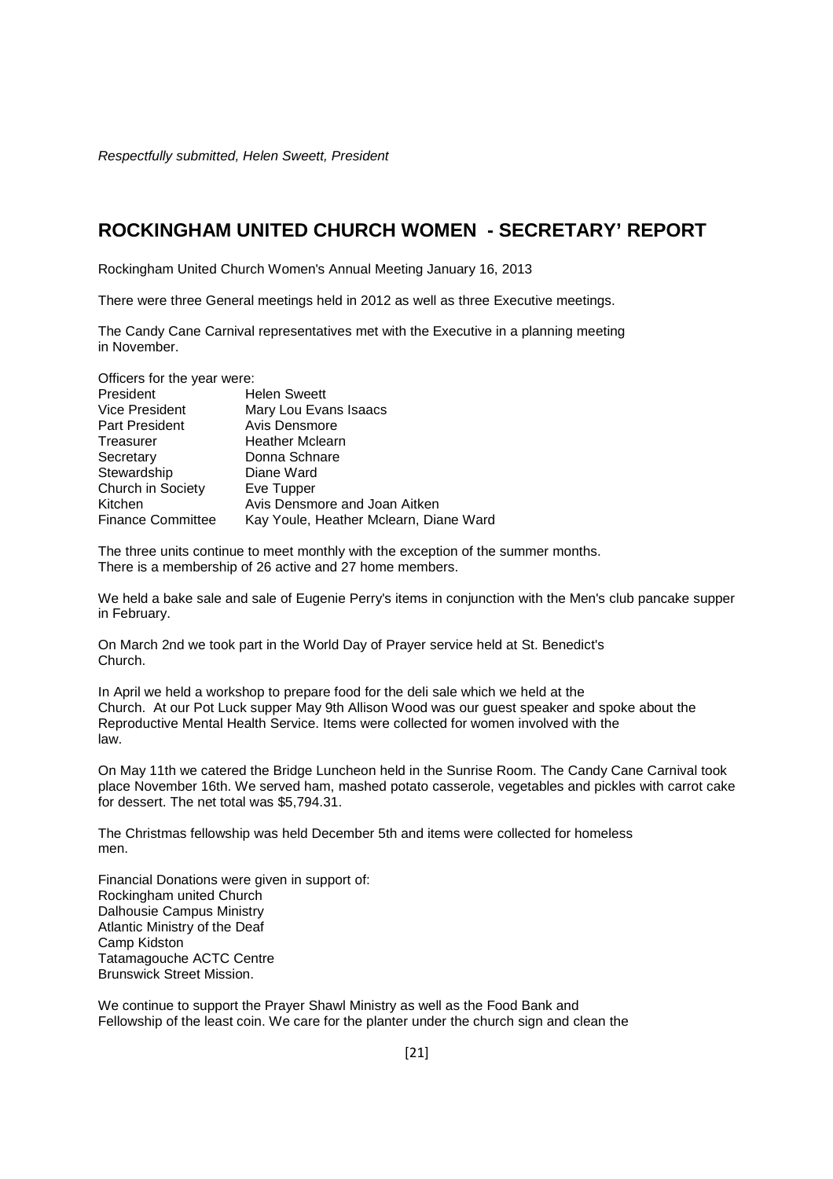*Respectfully submitted, Helen Sweett, President*

## ROCKINGHAM UNITED CHURCH WOMEN - SECRETARY' REPORT

Rockingham United Church Women's Annual Meeting January 16, 2013

There were three General meetings held in 2012 as well as three Executive meetings.

The Candy Cane Carnival representatives met with the Executive in a planning meeting in November.

Officers for the year were:

| | |
|---|---|
| President | Helen Sweett |
| Vice President | Mary Lou Evans Isaacs |
| Part President | Avis Densmore |
| Treasurer | Heather Mclearn |
| Secretary | Donna Schnare |
| Stewardship | Diane Ward |
| Church in Society | Eve Tupper |
| Kitchen | Avis Densmore and Joan Aitken |
| Finance Committee | Kay Youle, Heather Mclearn, Diane Ward |

The three units continue to meet monthly with the exception of the summer months. There is a membership of 26 active and 27 home members.

We held a bake sale and sale of Eugenie Perry's items in conjunction with the Men's club pancake supper in February.

On March 2nd we took part in the World Day of Prayer service held at St. Benedict's Church.

In April we held a workshop to prepare food for the deli sale which we held at the Church. At our Pot Luck supper May 9th Allison Wood was our guest speaker and spoke about the Reproductive Mental Health Service. Items were collected for women involved with the law.

On May 11th we catered the Bridge Luncheon held in the Sunrise Room. The Candy Cane Carnival took place November 16th. We served ham, mashed potato casserole, vegetables and pickles with carrot cake for dessert. The net total was $5,794.31.

The Christmas fellowship was held December 5th and items were collected for homeless men.

Financial Donations were given in support of:
Rockingham united Church
Dalhousie Campus Ministry
Atlantic Ministry of the Deaf
Camp Kidston
Tatamagouche ACTC Centre
Brunswick Street Mission.

We continue to support the Prayer Shawl Ministry as well as the Food Bank and Fellowship of the least coin. We care for the planter under the church sign and clean the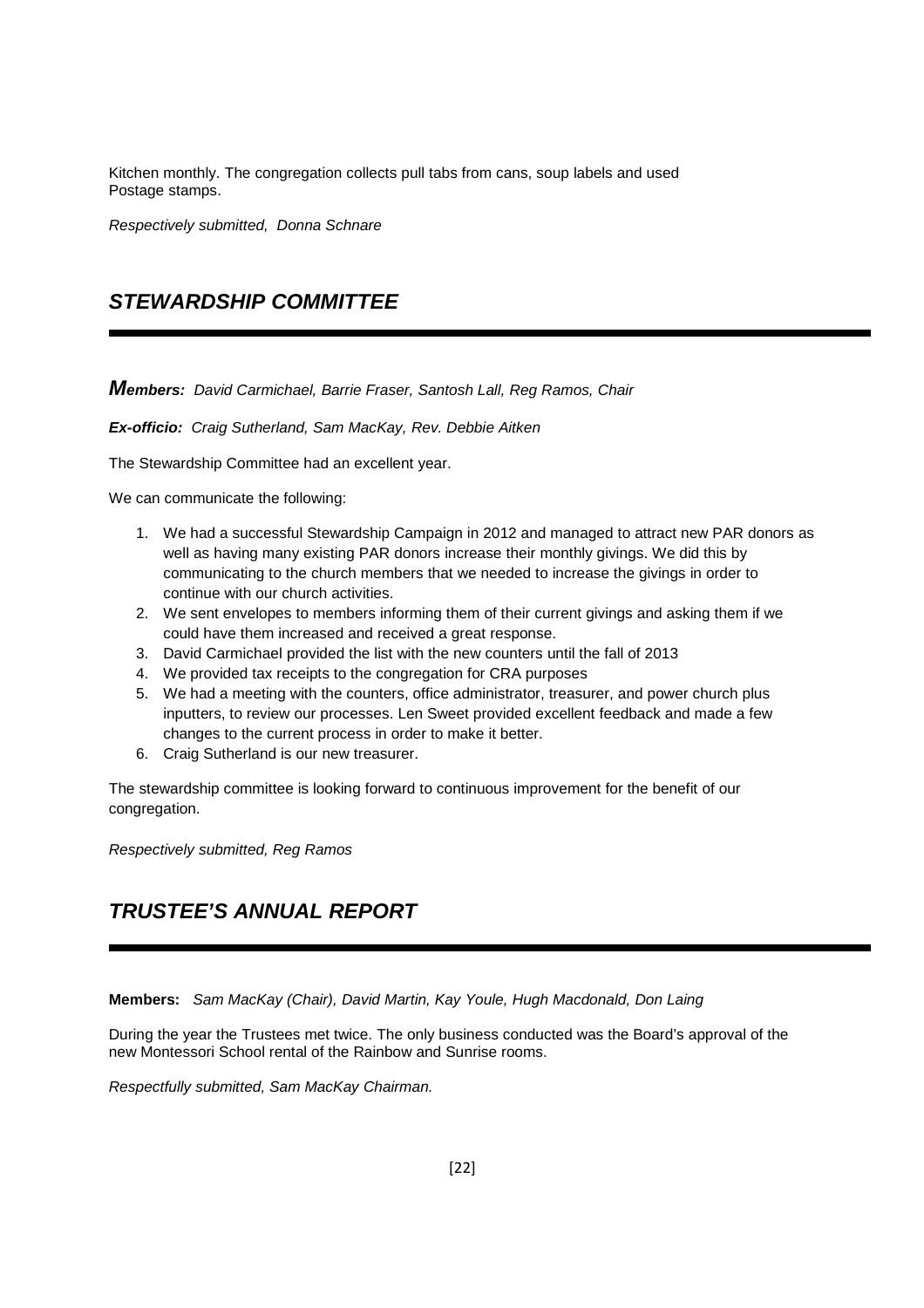Kitchen monthly. The congregation collects pull tabs from cans, soup labels and used Postage stamps.

*Respectively submitted, Donna Schnare*

## *STEWARDSHIP COMMITTEE*

***Members:*** *David Carmichael, Barrie Fraser, Santosh Lall, Reg Ramos, Chair*

***Ex-officio:*** *Craig Sutherland, Sam MacKay, Rev. Debbie Aitken*

The Stewardship Committee had an excellent year.

We can communicate the following:

1. We had a successful Stewardship Campaign in 2012 and managed to attract new PAR donors as well as having many existing PAR donors increase their monthly givings. We did this by communicating to the church members that we needed to increase the givings in order to continue with our church activities.
2. We sent envelopes to members informing them of their current givings and asking them if we could have them increased and received a great response.
3. David Carmichael provided the list with the new counters until the fall of 2013
4. We provided tax receipts to the congregation for CRA purposes
5. We had a meeting with the counters, office administrator, treasurer, and power church plus inputters, to review our processes. Len Sweet provided excellent feedback and made a few changes to the current process in order to make it better.
6. Craig Sutherland is our new treasurer.

The stewardship committee is looking forward to continuous improvement for the benefit of our congregation.

*Respectively submitted, Reg Ramos*

## *TRUSTEE'S ANNUAL REPORT*

**Members:** *Sam MacKay (Chair), David Martin, Kay Youle, Hugh Macdonald, Don Laing*

During the year the Trustees met twice. The only business conducted was the Board's approval of the new Montessori School rental of the Rainbow and Sunrise rooms.

*Respectfully submitted, Sam MacKay Chairman.*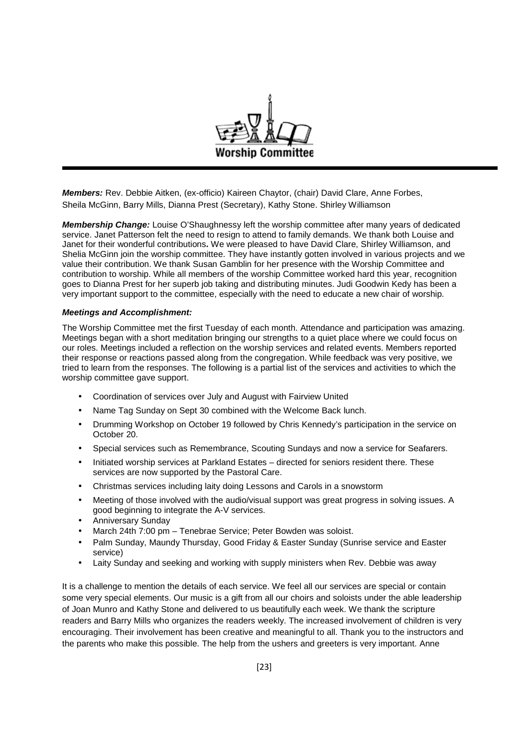# Worship Committee

***Members:*** Rev. Debbie Aitken, (ex-officio) Kaireen Chaytor, (chair) David Clare, Anne Forbes, Sheila McGinn, Barry Mills, Dianna Prest (Secretary), Kathy Stone. Shirley Williamson

***Membership Change:*** Louise O'Shaughnessy left the worship committee after many years of dedicated service. Janet Patterson felt the need to resign to attend to family demands. We thank both Louise and Janet for their wonderful contributions**.** We were pleased to have David Clare, Shirley Williamson, and Shelia McGinn join the worship committee. They have instantly gotten involved in various projects and we value their contribution. We thank Susan Gamblin for her presence with the Worship Committee and contribution to worship. While all members of the worship Committee worked hard this year, recognition goes to Dianna Prest for her superb job taking and distributing minutes. Judi Goodwin Kedy has been a very important support to the committee, especially with the need to educate a new chair of worship.

***Meetings and Accomplishment:***

The Worship Committee met the first Tuesday of each month. Attendance and participation was amazing. Meetings began with a short meditation bringing our strengths to a quiet place where we could focus on our roles. Meetings included a reflection on the worship services and related events. Members reported their response or reactions passed along from the congregation. While feedback was very positive, we tried to learn from the responses. The following is a partial list of the services and activities to which the worship committee gave support.

- Coordination of services over July and August with Fairview United
- Name Tag Sunday on Sept 30 combined with the Welcome Back lunch.
- Drumming Workshop on October 19 followed by Chris Kennedy's participation in the service on October 20.
- Special services such as Remembrance, Scouting Sundays and now a service for Seafarers.
- Initiated worship services at Parkland Estates – directed for seniors resident there. These services are now supported by the Pastoral Care.
- Christmas services including laity doing Lessons and Carols in a snowstorm
- Meeting of those involved with the audio/visual support was great progress in solving issues. A good beginning to integrate the A-V services.
- Anniversary Sunday
- March 24th 7:00 pm – Tenebrae Service; Peter Bowden was soloist.
- Palm Sunday, Maundy Thursday, Good Friday & Easter Sunday (Sunrise service and Easter service)
- Laity Sunday and seeking and working with supply ministers when Rev. Debbie was away

It is a challenge to mention the details of each service. We feel all our services are special or contain some very special elements. Our music is a gift from all our choirs and soloists under the able leadership of Joan Munro and Kathy Stone and delivered to us beautifully each week. We thank the scripture readers and Barry Mills who organizes the readers weekly. The increased involvement of children is very encouraging. Their involvement has been creative and meaningful to all. Thank you to the instructors and the parents who make this possible. The help from the ushers and greeters is very important. Anne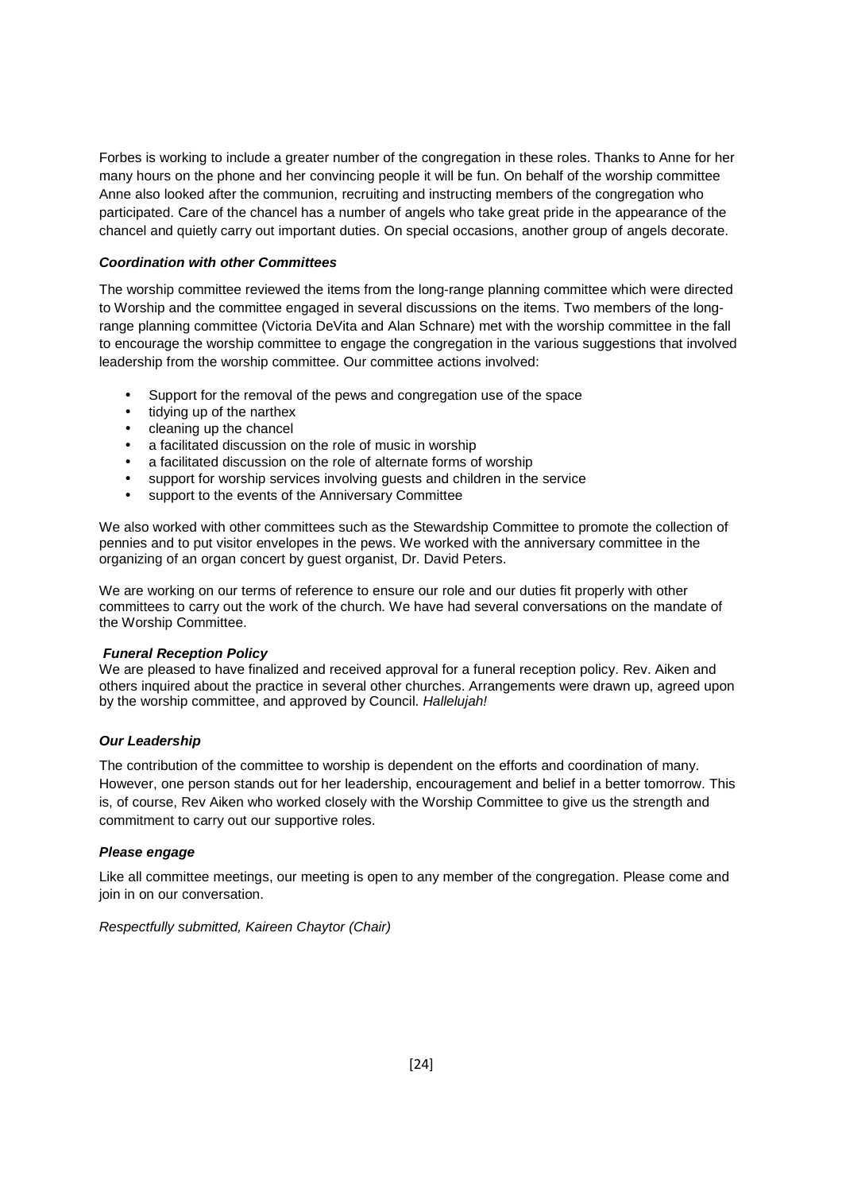Forbes is working to include a greater number of the congregation in these roles. Thanks to Anne for her many hours on the phone and her convincing people it will be fun. On behalf of the worship committee Anne also looked after the communion, recruiting and instructing members of the congregation who participated. Care of the chancel has a number of angels who take great pride in the appearance of the chancel and quietly carry out important duties. On special occasions, another group of angels decorate.

#### ***Coordination with other Committees***

The worship committee reviewed the items from the long-range planning committee which were directed to Worship and the committee engaged in several discussions on the items. Two members of the long-range planning committee (Victoria DeVita and Alan Schnare) met with the worship committee in the fall to encourage the worship committee to engage the congregation in the various suggestions that involved leadership from the worship committee. Our committee actions involved:

- Support for the removal of the pews and congregation use of the space
- tidying up of the narthex
- cleaning up the chancel
- a facilitated discussion on the role of music in worship
- a facilitated discussion on the role of alternate forms of worship
- support for worship services involving guests and children in the service
- support to the events of the Anniversary Committee

We also worked with other committees such as the Stewardship Committee to promote the collection of pennies and to put visitor envelopes in the pews. We worked with the anniversary committee in the organizing of an organ concert by guest organist, Dr. David Peters.

We are working on our terms of reference to ensure our role and our duties fit properly with other committees to carry out the work of the church. We have had several conversations on the mandate of the Worship Committee.

#### ***Funeral Reception Policy***

We are pleased to have finalized and received approval for a funeral reception policy. Rev. Aiken and others inquired about the practice in several other churches. Arrangements were drawn up, agreed upon by the worship committee, and approved by Council. *Hallelujah!*

#### ***Our Leadership***

The contribution of the committee to worship is dependent on the efforts and coordination of many. However, one person stands out for her leadership, encouragement and belief in a better tomorrow. This is, of course, Rev Aiken who worked closely with the Worship Committee to give us the strength and commitment to carry out our supportive roles.

#### ***Please engage***

Like all committee meetings, our meeting is open to any member of the congregation. Please come and join in on our conversation.

*Respectfully submitted, Kaireen Chaytor (Chair)*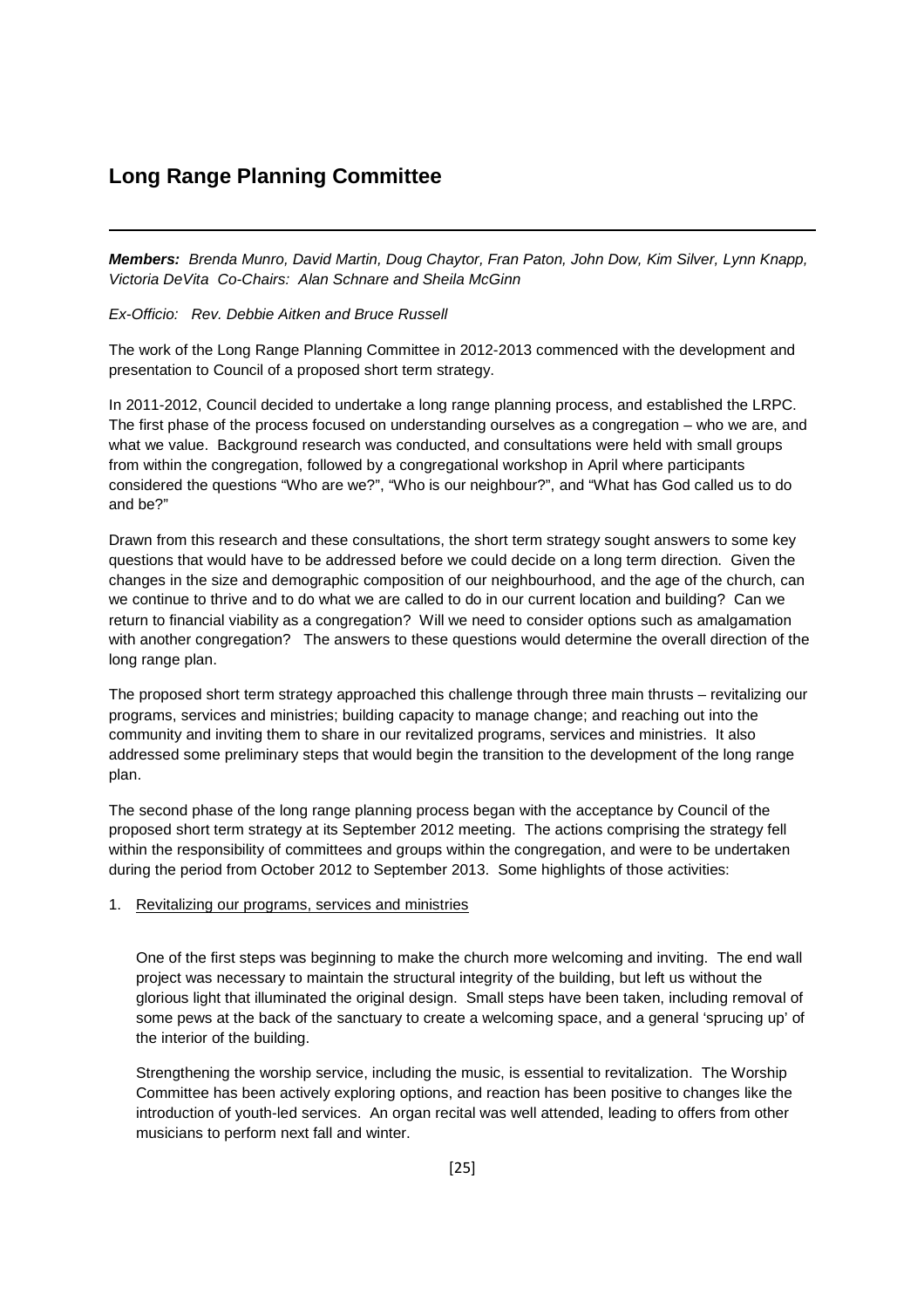## Long Range Planning Committee

---

***Members:*** *Brenda Munro, David Martin, Doug Chaytor, Fran Paton, John Dow, Kim Silver, Lynn Knapp, Victoria DeVita Co-Chairs: Alan Schnare and Sheila McGinn*

*Ex-Officio: Rev. Debbie Aitken and Bruce Russell*

The work of the Long Range Planning Committee in 2012-2013 commenced with the development and presentation to Council of a proposed short term strategy.

In 2011-2012, Council decided to undertake a long range planning process, and established the LRPC. The first phase of the process focused on understanding ourselves as a congregation – who we are, and what we value. Background research was conducted, and consultations were held with small groups from within the congregation, followed by a congregational workshop in April where participants considered the questions "Who are we?", "Who is our neighbour?", and "What has God called us to do and be?"

Drawn from this research and these consultations, the short term strategy sought answers to some key questions that would have to be addressed before we could decide on a long term direction. Given the changes in the size and demographic composition of our neighbourhood, and the age of the church, can we continue to thrive and to do what we are called to do in our current location and building? Can we return to financial viability as a congregation? Will we need to consider options such as amalgamation with another congregation? The answers to these questions would determine the overall direction of the long range plan.

The proposed short term strategy approached this challenge through three main thrusts – revitalizing our programs, services and ministries; building capacity to manage change; and reaching out into the community and inviting them to share in our revitalized programs, services and ministries. It also addressed some preliminary steps that would begin the transition to the development of the long range plan.

The second phase of the long range planning process began with the acceptance by Council of the proposed short term strategy at its September 2012 meeting. The actions comprising the strategy fell within the responsibility of committees and groups within the congregation, and were to be undertaken during the period from October 2012 to September 2013. Some highlights of those activities:

1. Revitalizing our programs, services and ministries

   One of the first steps was beginning to make the church more welcoming and inviting. The end wall project was necessary to maintain the structural integrity of the building, but left us without the glorious light that illuminated the original design. Small steps have been taken, including removal of some pews at the back of the sanctuary to create a welcoming space, and a general 'sprucing up' of the interior of the building.

   Strengthening the worship service, including the music, is essential to revitalization. The Worship Committee has been actively exploring options, and reaction has been positive to changes like the introduction of youth-led services. An organ recital was well attended, leading to offers from other musicians to perform next fall and winter.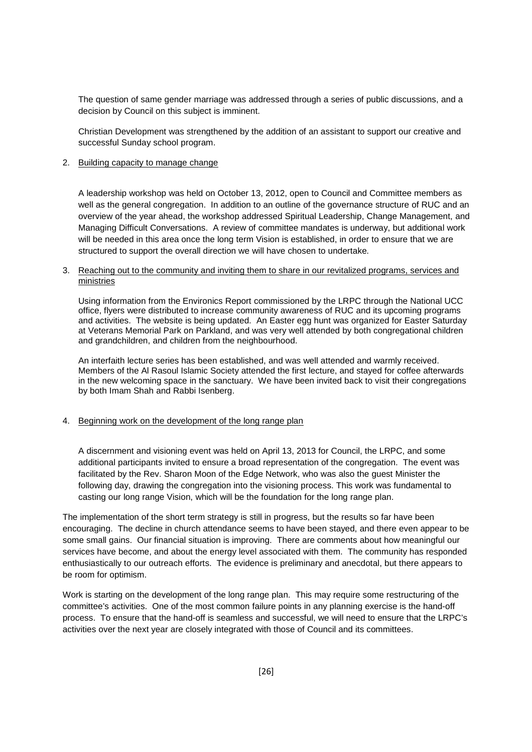The question of same gender marriage was addressed through a series of public discussions, and a decision by Council on this subject is imminent.

Christian Development was strengthened by the addition of an assistant to support our creative and successful Sunday school program.

2. Building capacity to manage change

   A leadership workshop was held on October 13, 2012, open to Council and Committee members as well as the general congregation. In addition to an outline of the governance structure of RUC and an overview of the year ahead, the workshop addressed Spiritual Leadership, Change Management, and Managing Difficult Conversations. A review of committee mandates is underway, but additional work will be needed in this area once the long term Vision is established, in order to ensure that we are structured to support the overall direction we will have chosen to undertake.

3. Reaching out to the community and inviting them to share in our revitalized programs, services and ministries

   Using information from the Environics Report commissioned by the LRPC through the National UCC office, flyers were distributed to increase community awareness of RUC and its upcoming programs and activities. The website is being updated. An Easter egg hunt was organized for Easter Saturday at Veterans Memorial Park on Parkland, and was very well attended by both congregational children and grandchildren, and children from the neighbourhood.

   An interfaith lecture series has been established, and was well attended and warmly received. Members of the Al Rasoul Islamic Society attended the first lecture, and stayed for coffee afterwards in the new welcoming space in the sanctuary. We have been invited back to visit their congregations by both Imam Shah and Rabbi Isenberg.

4. Beginning work on the development of the long range plan

   A discernment and visioning event was held on April 13, 2013 for Council, the LRPC, and some additional participants invited to ensure a broad representation of the congregation. The event was facilitated by the Rev. Sharon Moon of the Edge Network, who was also the guest Minister the following day, drawing the congregation into the visioning process. This work was fundamental to casting our long range Vision, which will be the foundation for the long range plan.

The implementation of the short term strategy is still in progress, but the results so far have been encouraging. The decline in church attendance seems to have been stayed, and there even appear to be some small gains. Our financial situation is improving. There are comments about how meaningful our services have become, and about the energy level associated with them. The community has responded enthusiastically to our outreach efforts. The evidence is preliminary and anecdotal, but there appears to be room for optimism.

Work is starting on the development of the long range plan. This may require some restructuring of the committee's activities. One of the most common failure points in any planning exercise is the hand-off process. To ensure that the hand-off is seamless and successful, we will need to ensure that the LRPC's activities over the next year are closely integrated with those of Council and its committees.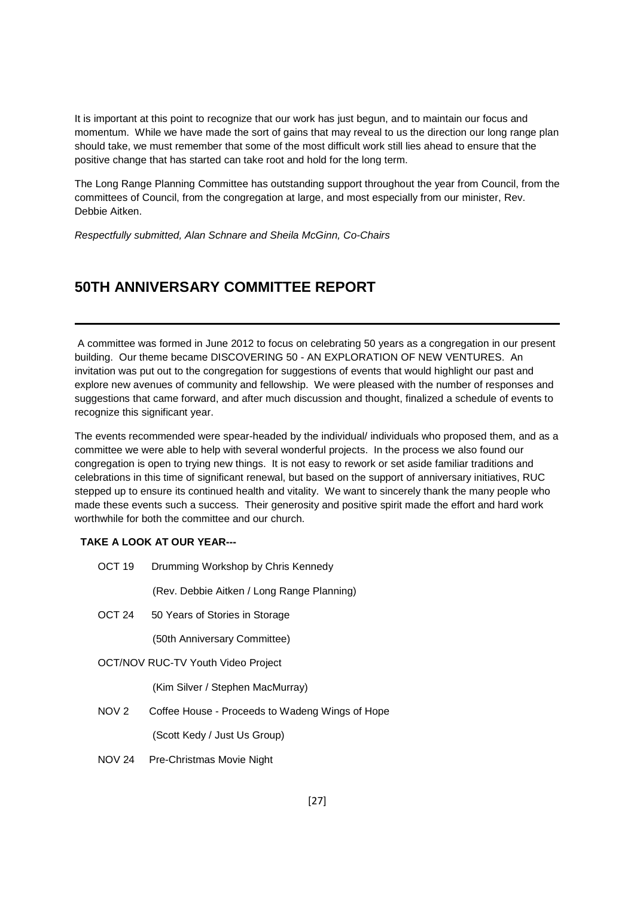It is important at this point to recognize that our work has just begun, and to maintain our focus and momentum. While we have made the sort of gains that may reveal to us the direction our long range plan should take, we must remember that some of the most difficult work still lies ahead to ensure that the positive change that has started can take root and hold for the long term.

The Long Range Planning Committee has outstanding support throughout the year from Council, from the committees of Council, from the congregation at large, and most especially from our minister, Rev. Debbie Aitken.

*Respectfully submitted, Alan Schnare and Sheila McGinn, Co-Chairs*

## 50TH ANNIVERSARY COMMITTEE REPORT

A committee was formed in June 2012 to focus on celebrating 50 years as a congregation in our present building. Our theme became DISCOVERING 50 - AN EXPLORATION OF NEW VENTURES. An invitation was put out to the congregation for suggestions of events that would highlight our past and explore new avenues of community and fellowship. We were pleased with the number of responses and suggestions that came forward, and after much discussion and thought, finalized a schedule of events to recognize this significant year.

The events recommended were spear-headed by the individual/ individuals who proposed them, and as a committee we were able to help with several wonderful projects. In the process we also found our congregation is open to trying new things. It is not easy to rework or set aside familiar traditions and celebrations in this time of significant renewal, but based on the support of anniversary initiatives, RUC stepped up to ensure its continued health and vitality. We want to sincerely thank the many people who made these events such a success. Their generosity and positive spirit made the effort and hard work worthwhile for both the committee and our church.

**TAKE A LOOK AT OUR YEAR---**

OCT 19 Drumming Workshop by Chris Kennedy

(Rev. Debbie Aitken / Long Range Planning)

OCT 24 50 Years of Stories in Storage

(50th Anniversary Committee)

OCT/NOV RUC-TV Youth Video Project

(Kim Silver / Stephen MacMurray)

NOV 2 Coffee House - Proceeds to Wadeng Wings of Hope

(Scott Kedy / Just Us Group)

NOV 24 Pre-Christmas Movie Night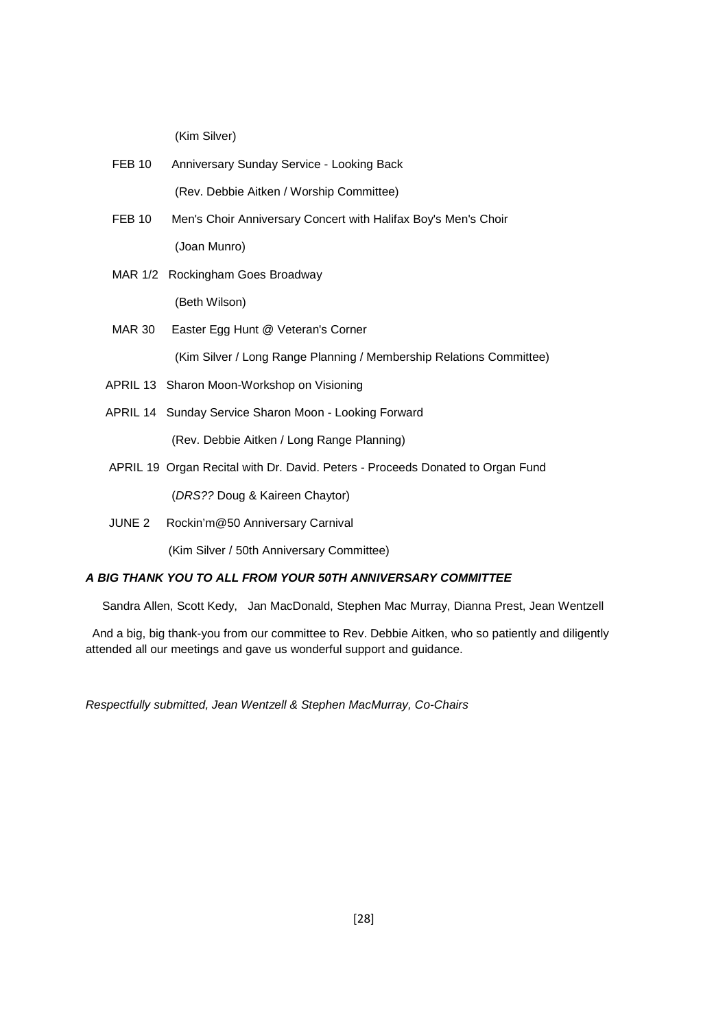(Kim Silver)

FEB 10 Anniversary Sunday Service - Looking Back

(Rev. Debbie Aitken / Worship Committee)

FEB 10 Men's Choir Anniversary Concert with Halifax Boy's Men's Choir

(Joan Munro)

MAR 1/2 Rockingham Goes Broadway

(Beth Wilson)

MAR 30 Easter Egg Hunt @ Veteran's Corner

(Kim Silver / Long Range Planning / Membership Relations Committee)

APRIL 13 Sharon Moon-Workshop on Visioning

APRIL 14 Sunday Service Sharon Moon - Looking Forward

(Rev. Debbie Aitken / Long Range Planning)

APRIL 19 Organ Recital with Dr. David. Peters - Proceeds Donated to Organ Fund

(*DRS??* Doug & Kaireen Chaytor)

JUNE 2 Rockin'm@50 Anniversary Carnival

(Kim Silver / 50th Anniversary Committee)

***A BIG THANK YOU TO ALL FROM YOUR 50TH ANNIVERSARY COMMITTEE***

Sandra Allen, Scott Kedy, Jan MacDonald, Stephen Mac Murray, Dianna Prest, Jean Wentzell

And a big, big thank-you from our committee to Rev. Debbie Aitken, who so patiently and diligently attended all our meetings and gave us wonderful support and guidance.

*Respectfully submitted, Jean Wentzell & Stephen MacMurray, Co-Chairs*